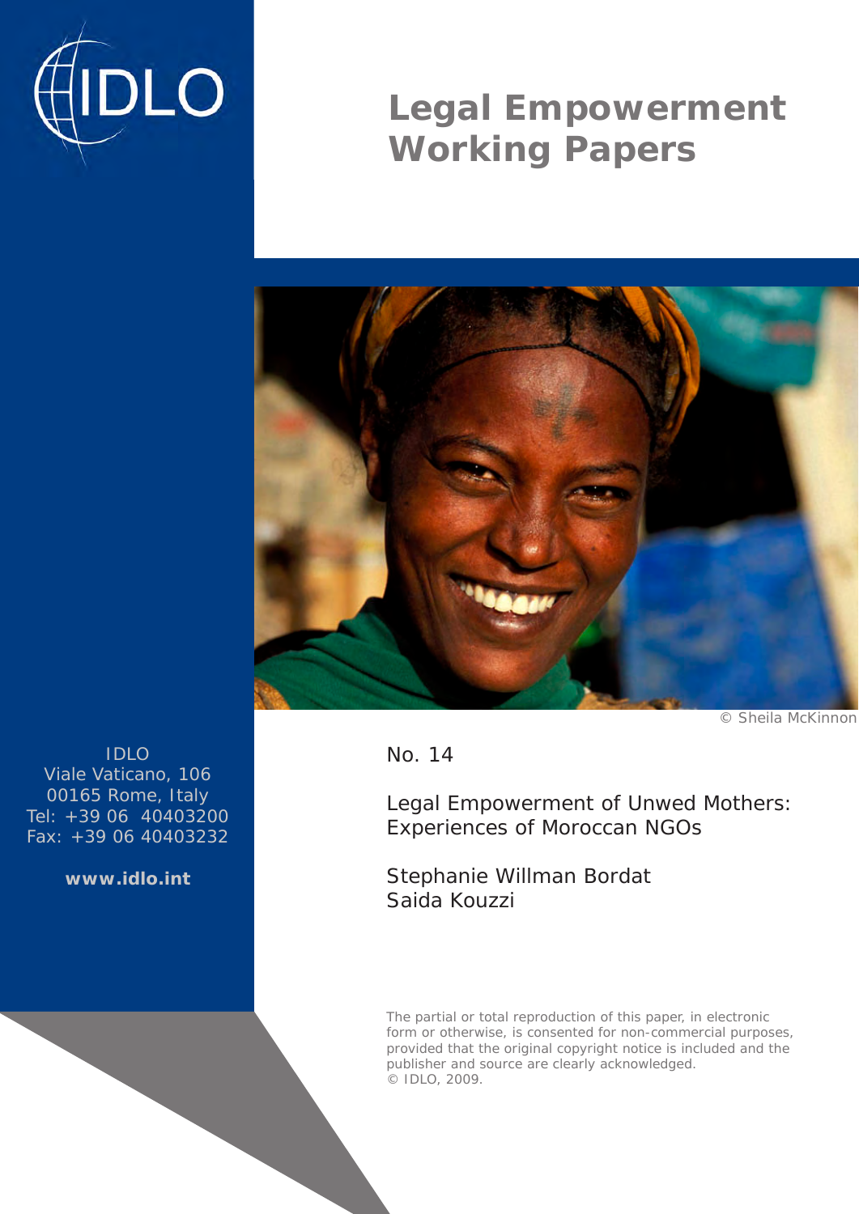IDLO

# Legal Empowerment Working Papers

© Sheila McKinnon

No. 14

## Legal Empowerment of Unwed Mothers: Experiences of Moroccan NGOs

Stephanie Willman Bordat
Saida Kouzzi

IDLO
Viale Vaticano, 106
00165 Rome, Italy
Tel: +39 06 40403200
Fax: +39 06 40403232

**www.idlo.int**

The partial or total reproduction of this paper, in electronic form or otherwise, is consented for non-commercial purposes, provided that the original copyright notice is included and the publisher and source are clearly acknowledged.
© IDLO, 2009.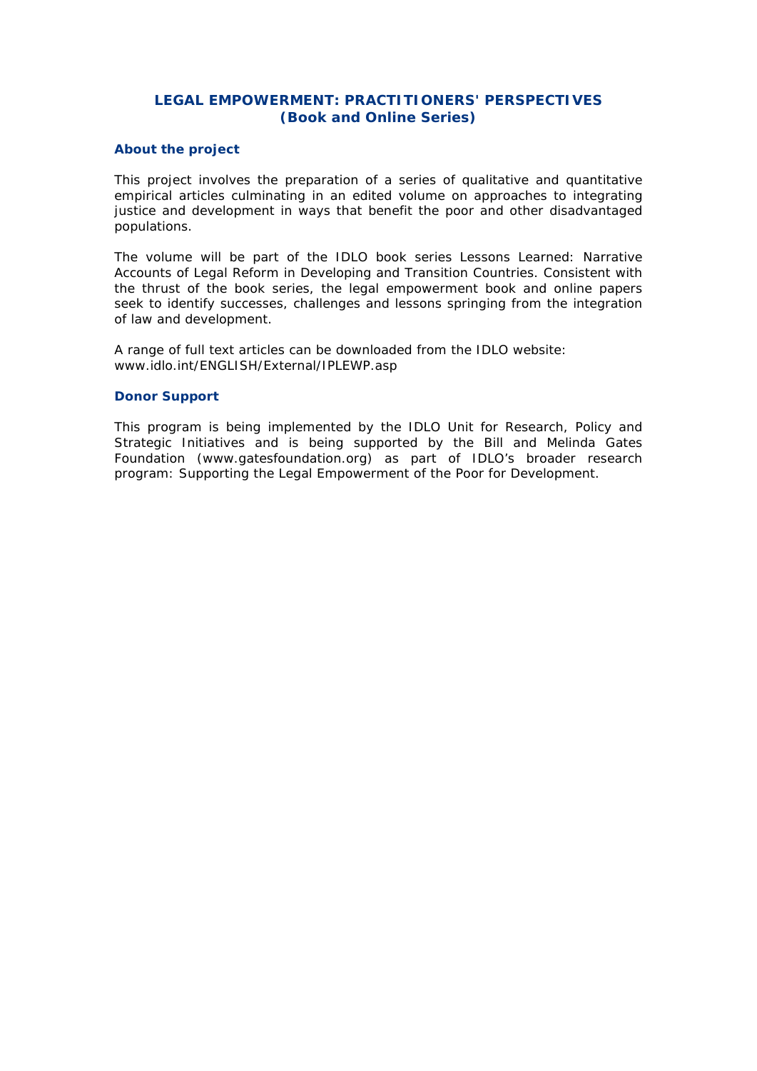## LEGAL EMPOWERMENT: PRACTITIONERS' PERSPECTIVES
## (Book and Online Series)

### About the project

This project involves the preparation of a series of qualitative and quantitative empirical articles culminating in an edited volume on approaches to integrating justice and development in ways that benefit the poor and other disadvantaged populations.

The volume will be part of the IDLO book series Lessons Learned: Narrative Accounts of Legal Reform in Developing and Transition Countries. Consistent with the thrust of the book series, the legal empowerment book and online papers seek to identify successes, challenges and lessons springing from the integration of law and development.

A range of full text articles can be downloaded from the IDLO website: www.idlo.int/ENGLISH/External/IPLEWP.asp

### Donor Support

This program is being implemented by the IDLO Unit for Research, Policy and Strategic Initiatives and is being supported by the Bill and Melinda Gates Foundation (www.gatesfoundation.org) as part of IDLO's broader research program: Supporting the Legal Empowerment of the Poor for Development.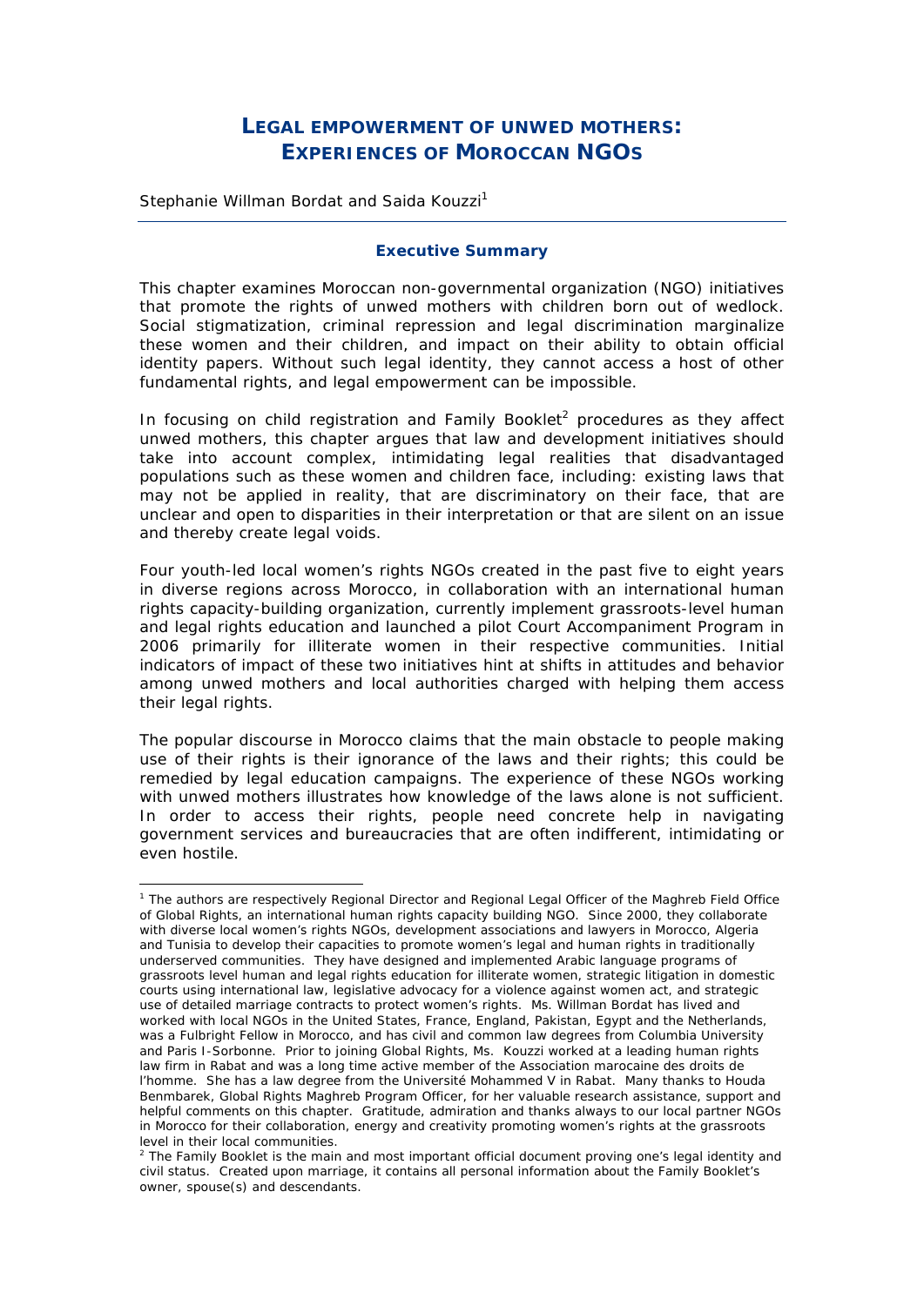# LEGAL EMPOWERMENT OF UNWED MOTHERS: EXPERIENCES OF MOROCCAN NGOS

Stephanie Willman Bordat and Saida Kouzzi[1]

### Executive Summary

This chapter examines Moroccan non-governmental organization (NGO) initiatives that promote the rights of unwed mothers with children born out of wedlock. Social stigmatization, criminal repression and legal discrimination marginalize these women and their children, and impact on their ability to obtain official identity papers. Without such legal identity, they cannot access a host of other fundamental rights, and legal empowerment can be impossible.

In focusing on child registration and Family Booklet[2] procedures as they affect unwed mothers, this chapter argues that law and development initiatives should take into account complex, intimidating legal realities that disadvantaged populations such as these women and children face, including: existing laws that may not be applied in reality, that are discriminatory on their face, that are unclear and open to disparities in their interpretation or that are silent on an issue and thereby create legal voids.

Four youth-led local women's rights NGOs created in the past five to eight years in diverse regions across Morocco, in collaboration with an international human rights capacity-building organization, currently implement grassroots-level human and legal rights education and launched a pilot Court Accompaniment Program in 2006 primarily for illiterate women in their respective communities. Initial indicators of impact of these two initiatives hint at shifts in attitudes and behavior among unwed mothers and local authorities charged with helping them access their legal rights.

The popular discourse in Morocco claims that the main obstacle to people making use of their rights is their ignorance of the laws and their rights; this could be remedied by legal education campaigns. The experience of these NGOs working with unwed mothers illustrates how knowledge of the laws alone is not sufficient. In order to access their rights, people need concrete help in navigating government services and bureaucracies that are often indifferent, intimidating or even hostile.

---

[1] The authors are respectively Regional Director and Regional Legal Officer of the Maghreb Field Office of Global Rights, an international human rights capacity building NGO. Since 2000, they collaborate with diverse local women's rights NGOs, development associations and lawyers in Morocco, Algeria and Tunisia to develop their capacities to promote women's legal and human rights in traditionally underserved communities. They have designed and implemented Arabic language programs of grassroots level human and legal rights education for illiterate women, strategic litigation in domestic courts using international law, legislative advocacy for a violence against women act, and strategic use of detailed marriage contracts to protect women's rights. Ms. Willman Bordat has lived and worked with local NGOs in the United States, France, England, Pakistan, Egypt and the Netherlands, was a Fulbright Fellow in Morocco, and has civil and common law degrees from Columbia University and Paris I-Sorbonne. Prior to joining Global Rights, Ms. Kouzzi worked at a leading human rights law firm in Rabat and was a long time active member of the Association marocaine des droits de l'homme. She has a law degree from the Université Mohammed V in Rabat. Many thanks to Houda Benmbarek, Global Rights Maghreb Program Officer, for her valuable research assistance, support and helpful comments on this chapter. Gratitude, admiration and thanks always to our local partner NGOs in Morocco for their collaboration, energy and creativity promoting women's rights at the grassroots level in their local communities.

[2] The Family Booklet is the main and most important official document proving one's legal identity and civil status. Created upon marriage, it contains all personal information about the Family Booklet's owner, spouse(s) and descendants.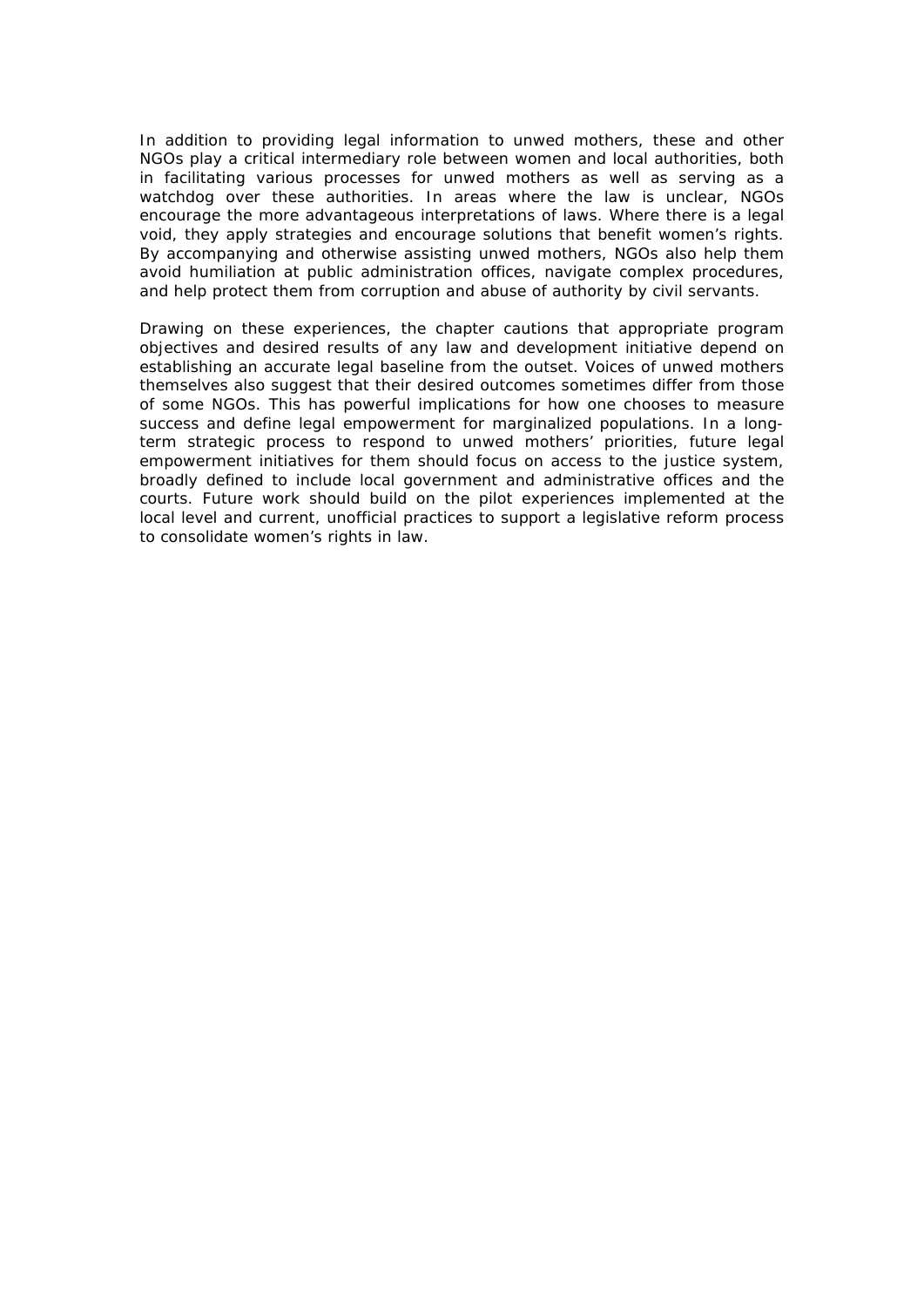In addition to providing legal information to unwed mothers, these and other NGOs play a critical intermediary role between women and local authorities, both in facilitating various processes for unwed mothers as well as serving as a watchdog over these authorities. In areas where the law is unclear, NGOs encourage the more advantageous interpretations of laws. Where there is a legal void, they apply strategies and encourage solutions that benefit women's rights. By accompanying and otherwise assisting unwed mothers, NGOs also help them avoid humiliation at public administration offices, navigate complex procedures, and help protect them from corruption and abuse of authority by civil servants.

Drawing on these experiences, the chapter cautions that appropriate program objectives and desired results of any law and development initiative depend on establishing an accurate legal baseline from the outset. Voices of unwed mothers themselves also suggest that their desired outcomes sometimes differ from those of some NGOs. This has powerful implications for how one chooses to measure success and define legal empowerment for marginalized populations. In a long-term strategic process to respond to unwed mothers' priorities, future legal empowerment initiatives for them should focus on access to the justice system, broadly defined to include local government and administrative offices and the courts. Future work should build on the pilot experiences implemented at the local level and current, unofficial practices to support a legislative reform process to consolidate women's rights in law.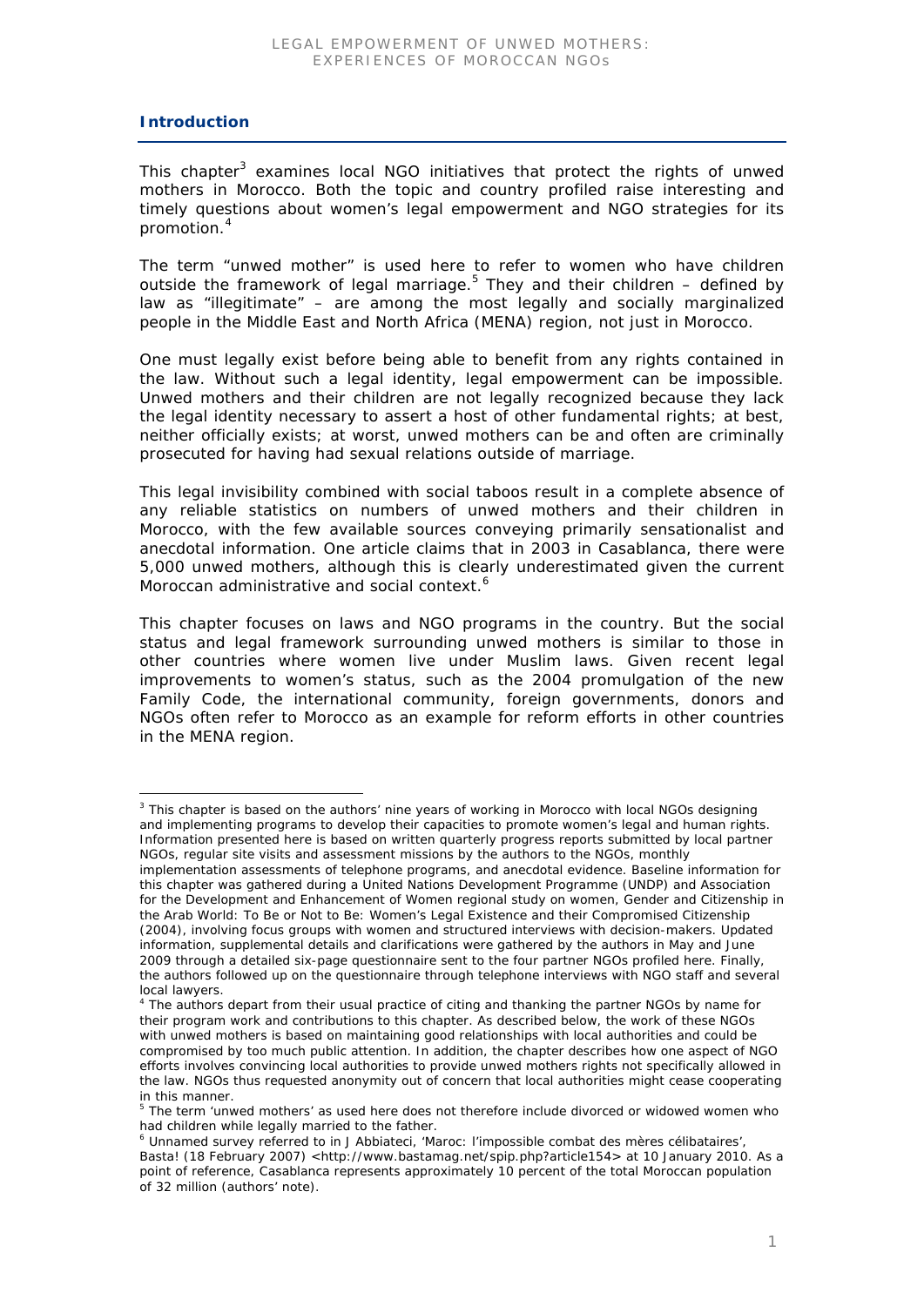## Introduction

This chapter[3] examines local NGO initiatives that protect the rights of unwed mothers in Morocco. Both the topic and country profiled raise interesting and timely questions about women's legal empowerment and NGO strategies for its promotion.[4]

The term "unwed mother" is used here to refer to women who have children outside the framework of legal marriage.[5] They and their children – defined by law as "illegitimate" – are among the most legally and socially marginalized people in the Middle East and North Africa (MENA) region, not just in Morocco.

One must legally exist before being able to benefit from any rights contained in the law. Without such a legal identity, legal empowerment can be impossible. Unwed mothers and their children are not legally recognized because they lack the legal identity necessary to assert a host of other fundamental rights; at best, neither officially exists; at worst, unwed mothers can be and often are criminally prosecuted for having had sexual relations outside of marriage.

This legal invisibility combined with social taboos result in a complete absence of any reliable statistics on numbers of unwed mothers and their children in Morocco, with the few available sources conveying primarily sensationalist and anecdotal information. One article claims that in 2003 in Casablanca, there were 5,000 unwed mothers, although this is clearly underestimated given the current Moroccan administrative and social context.[6]

This chapter focuses on laws and NGO programs in the country. But the social status and legal framework surrounding unwed mothers is similar to those in other countries where women live under Muslim laws. Given recent legal improvements to women's status, such as the 2004 promulgation of the new Family Code, the international community, foreign governments, donors and NGOs often refer to Morocco as an example for reform efforts in other countries in the MENA region.

---

[3] This chapter is based on the authors' nine years of working in Morocco with local NGOs designing and implementing programs to develop their capacities to promote women's legal and human rights. Information presented here is based on written quarterly progress reports submitted by local partner NGOs, regular site visits and assessment missions by the authors to the NGOs, monthly implementation assessments of telephone programs, and anecdotal evidence. Baseline information for this chapter was gathered during a United Nations Development Programme (UNDP) and Association for the Development and Enhancement of Women regional study on women, Gender and Citizenship in the Arab World: To Be or Not to Be: Women's Legal Existence and their Compromised Citizenship (2004), involving focus groups with women and structured interviews with decision-makers. Updated information, supplemental details and clarifications were gathered by the authors in May and June 2009 through a detailed six-page questionnaire sent to the four partner NGOs profiled here. Finally, the authors followed up on the questionnaire through telephone interviews with NGO staff and several local lawyers.

[4] The authors depart from their usual practice of citing and thanking the partner NGOs by name for their program work and contributions to this chapter. As described below, the work of these NGOs with unwed mothers is based on maintaining good relationships with local authorities and could be compromised by too much public attention. In addition, the chapter describes how one aspect of NGO efforts involves convincing local authorities to provide unwed mothers rights not specifically allowed in the law. NGOs thus requested anonymity out of concern that local authorities might cease cooperating in this manner.

[5] The term 'unwed mothers' as used here does not therefore include divorced or widowed women who had children while legally married to the father.

[6] Unnamed survey referred to in J Abbiateci, 'Maroc: l'impossible combat des mères célibataires', Basta! (18 February 2007) <http://www.bastamag.net/spip.php?article154> at 10 January 2010. As a point of reference, Casablanca represents approximately 10 percent of the total Moroccan population of 32 million (authors' note).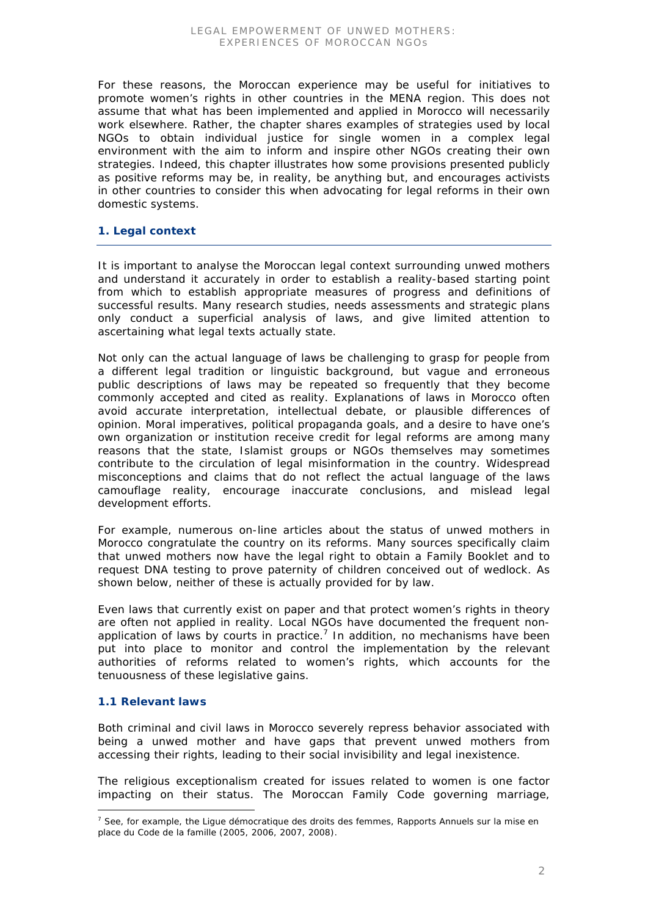For these reasons, the Moroccan experience may be useful for initiatives to promote women's rights in other countries in the MENA region. This does not assume that what has been implemented and applied in Morocco will necessarily work elsewhere. Rather, the chapter shares examples of strategies used by local NGOs to obtain individual justice for single women in a complex legal environment with the aim to inform and inspire other NGOs creating their own strategies. Indeed, this chapter illustrates how some provisions presented publicly as positive reforms may be, in reality, be anything but, and encourages activists in other countries to consider this when advocating for legal reforms in their own domestic systems.

## 1. Legal context

It is important to analyse the Moroccan legal context surrounding unwed mothers and understand it accurately in order to establish a reality-based starting point from which to establish appropriate measures of progress and definitions of successful results. Many research studies, needs assessments and strategic plans only conduct a superficial analysis of laws, and give limited attention to ascertaining what legal texts actually state.

Not only can the actual language of laws be challenging to grasp for people from a different legal tradition or linguistic background, but vague and erroneous public descriptions of laws may be repeated so frequently that they become commonly accepted and cited as reality. Explanations of laws in Morocco often avoid accurate interpretation, intellectual debate, or plausible differences of opinion. Moral imperatives, political propaganda goals, and a desire to have one's own organization or institution receive credit for legal reforms are among many reasons that the state, Islamist groups or NGOs themselves may sometimes contribute to the circulation of legal misinformation in the country. Widespread misconceptions and claims that do not reflect the actual language of the laws camouflage reality, encourage inaccurate conclusions, and mislead legal development efforts.

For example, numerous on-line articles about the status of unwed mothers in Morocco congratulate the country on its reforms. Many sources specifically claim that unwed mothers now have the legal right to obtain a Family Booklet and to request DNA testing to prove paternity of children conceived out of wedlock. As shown below, neither of these is actually provided for by law.

Even laws that currently exist on paper and that protect women's rights in theory are often not applied in reality. Local NGOs have documented the frequent non-application of laws by courts in practice.[7] In addition, no mechanisms have been put into place to monitor and control the implementation by the relevant authorities of reforms related to women's rights, which accounts for the tenuousness of these legislative gains.

### 1.1 Relevant laws

Both criminal and civil laws in Morocco severely repress behavior associated with being a unwed mother and have gaps that prevent unwed mothers from accessing their rights, leading to their social invisibility and legal inexistence.

The religious exceptionalism created for issues related to women is one factor impacting on their status. The Moroccan Family Code governing marriage,

---

[7] See, for example, the Ligue démocratique des droits des femmes, Rapports Annuels sur la mise en place du Code de la famille (2005, 2006, 2007, 2008).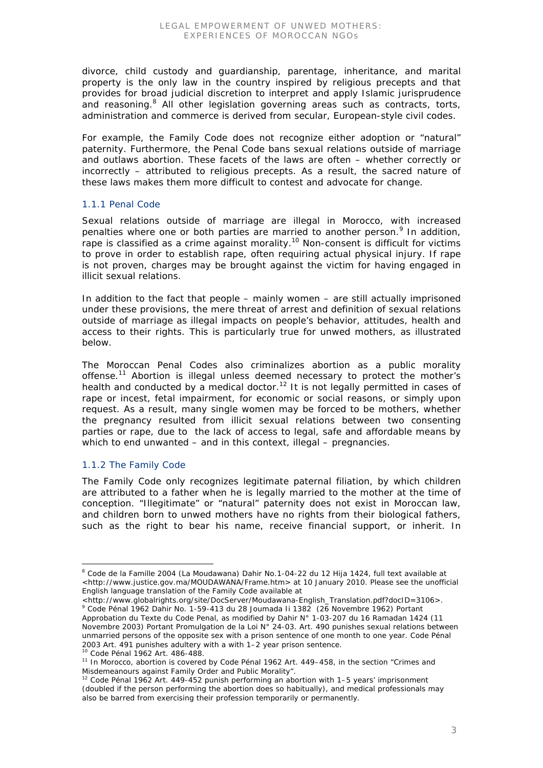divorce, child custody and guardianship, parentage, inheritance, and marital property is the only law in the country inspired by religious precepts and that provides for broad judicial discretion to interpret and apply Islamic jurisprudence and reasoning.[8] All other legislation governing areas such as contracts, torts, administration and commerce is derived from secular, European-style civil codes.

For example, the Family Code does not recognize either adoption or "natural" paternity. Furthermore, the Penal Code bans sexual relations outside of marriage and outlaws abortion. These facets of the laws are often – whether correctly or incorrectly – attributed to religious precepts. As a result, the sacred nature of these laws makes them more difficult to contest and advocate for change.

### 1.1.1 Penal Code

Sexual relations outside of marriage are illegal in Morocco, with increased penalties where one or both parties are married to another person.[9] In addition, rape is classified as a crime against morality.[10] Non-consent is difficult for victims to prove in order to establish rape, often requiring actual physical injury. If rape is not proven, charges may be brought against the victim for having engaged in illicit sexual relations.

In addition to the fact that people – mainly women – are still actually imprisoned under these provisions, the mere threat of arrest and definition of sexual relations outside of marriage as illegal impacts on people's behavior, attitudes, health and access to their rights. This is particularly true for unwed mothers, as illustrated below.

The Moroccan Penal Codes also criminalizes abortion as a public morality offense.[11] Abortion is illegal unless deemed necessary to protect the mother's health and conducted by a medical doctor.[12] It is not legally permitted in cases of rape or incest, fetal impairment, for economic or social reasons, or simply upon request. As a result, many single women may be forced to be mothers, whether the pregnancy resulted from illicit sexual relations between two consenting parties or rape, due to the lack of access to legal, safe and affordable means by which to end unwanted – and in this context, illegal – pregnancies.

### 1.1.2 The Family Code

The Family Code only recognizes legitimate paternal filiation, by which children are attributed to a father when he is legally married to the mother at the time of conception. "Illegitimate" or "natural" paternity does not exist in Moroccan law, and children born to unwed mothers have no rights from their biological fathers, such as the right to bear his name, receive financial support, or inherit. In

---

[8] Code de la Famille 2004 (La Moudawana) Dahir No.1-04-22 du 12 Hija 1424, full text available at <http://www.justice.gov.ma/MOUDAWANA/Frame.htm> at 10 January 2010. Please see the unofficial English language translation of the Family Code available at <http://www.globalrights.org/site/DocServer/Moudawana-English_Translation.pdf?docID=3106>.

[9] Code Pénal 1962 Dahir No. 1-59-413 du 28 Joumada Ii 1382 (26 Novembre 1962) Portant Approbation du Texte du Code Penal, as modified by Dahir N° 1-03-207 du 16 Ramadan 1424 (11 Novembre 2003) Portant Promulgation de la Loi N° 24-03. Art. 490 punishes sexual relations between unmarried persons of the opposite sex with a prison sentence of one month to one year. Code Pénal 2003 Art. 491 punishes adultery with a with 1–2 year prison sentence.

[10] Code Pénal 1962 Art. 486-488.

[11] In Morocco, abortion is covered by Code Pénal 1962 Art. 449–458, in the section "Crimes and Misdemeanours against Family Order and Public Morality".

[12] Code Pénal 1962 Art. 449-452 punish performing an abortion with 1–5 years' imprisonment (doubled if the person performing the abortion does so habitually), and medical professionals may also be barred from exercising their profession temporarily or permanently.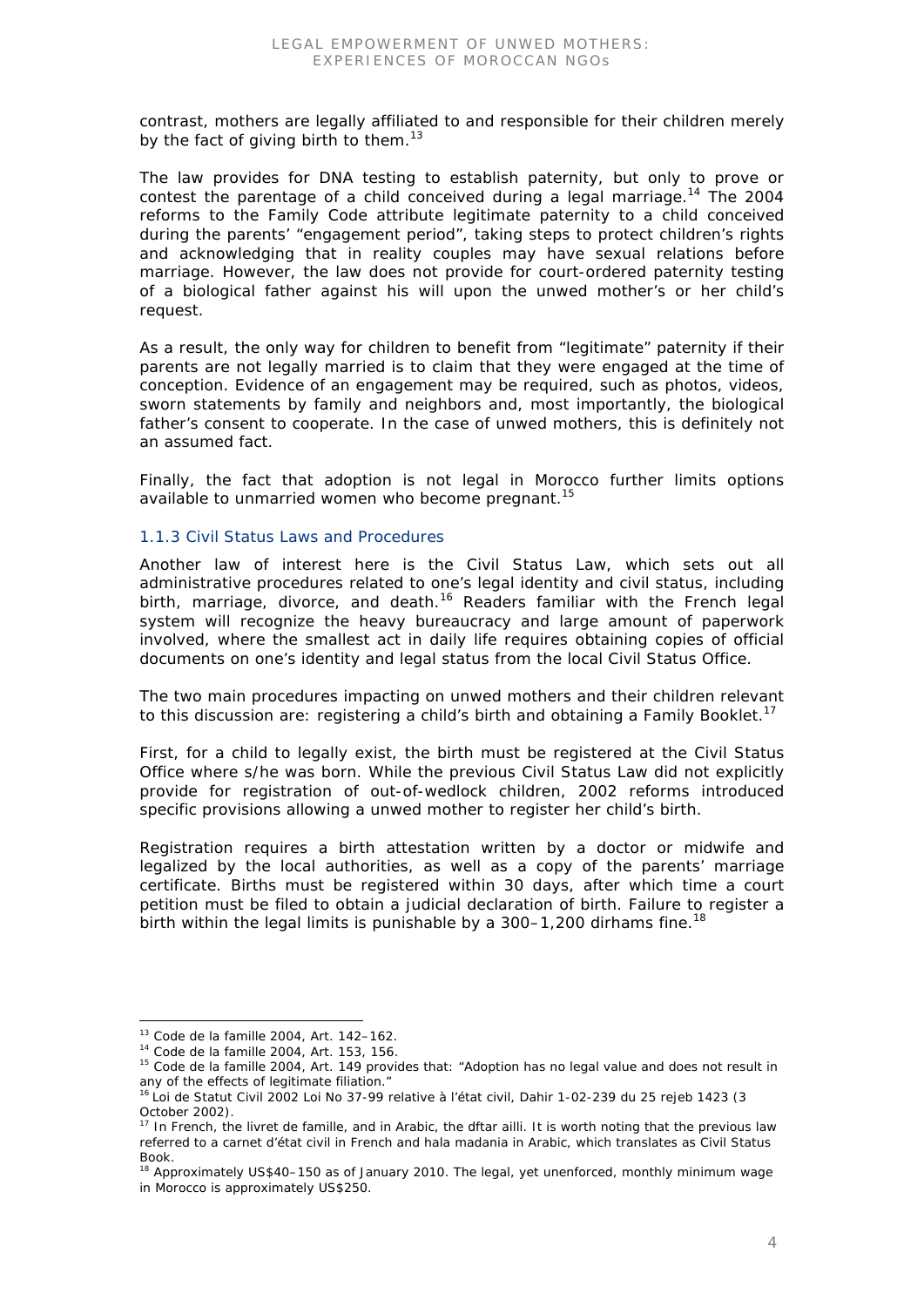contrast, mothers are legally affiliated to and responsible for their children merely by the fact of giving birth to them.[13]

The law provides for DNA testing to establish paternity, but only to prove or contest the parentage of a child conceived during a legal marriage.[14] The 2004 reforms to the Family Code attribute legitimate paternity to a child conceived during the parents' "engagement period", taking steps to protect children's rights and acknowledging that in reality couples may have sexual relations before marriage. However, the law does not provide for court-ordered paternity testing of a biological father against his will upon the unwed mother's or her child's request.

As a result, the only way for children to benefit from "legitimate" paternity if their parents are not legally married is to claim that they were engaged at the time of conception. Evidence of an engagement may be required, such as photos, videos, sworn statements by family and neighbors and, most importantly, the biological father's consent to cooperate. In the case of unwed mothers, this is definitely not an assumed fact.

Finally, the fact that adoption is not legal in Morocco further limits options available to unmarried women who become pregnant.[15]

### 1.1.3 Civil Status Laws and Procedures

Another law of interest here is the Civil Status Law, which sets out all administrative procedures related to one's legal identity and civil status, including birth, marriage, divorce, and death.[16] Readers familiar with the French legal system will recognize the heavy bureaucracy and large amount of paperwork involved, where the smallest act in daily life requires obtaining copies of official documents on one's identity and legal status from the local Civil Status Office.

The two main procedures impacting on unwed mothers and their children relevant to this discussion are: registering a child's birth and obtaining a Family Booklet.[17]

First, for a child to legally exist, the birth must be registered at the Civil Status Office where s/he was born. While the previous Civil Status Law did not explicitly provide for registration of out-of-wedlock children, 2002 reforms introduced specific provisions allowing a unwed mother to register her child's birth.

Registration requires a birth attestation written by a doctor or midwife and legalized by the local authorities, as well as a copy of the parents' marriage certificate. Births must be registered within 30 days, after which time a court petition must be filed to obtain a judicial declaration of birth. Failure to register a birth within the legal limits is punishable by a 300–1,200 dirhams fine.[18]

---

[13] Code de la famille 2004, Art. 142–162.

[14] Code de la famille 2004, Art. 153, 156.

[15] Code de la famille 2004, Art. 149 provides that: "Adoption has no legal value and does not result in any of the effects of legitimate filiation."

[16] Loi de Statut Civil 2002 Loi No 37-99 relative à l'état civil, Dahir 1-02-239 du 25 rejeb 1423 (3 October 2002).

[17] In French, the *livret de famille*, and in Arabic, the *dftar ailli*. It is worth noting that the previous law referred to a *carnet d'état civil* in French and *hala madania* in Arabic, which translates as Civil Status Book.

[18] Approximately US$40–150 as of January 2010. The legal, yet unenforced, monthly minimum wage in Morocco is approximately US$250.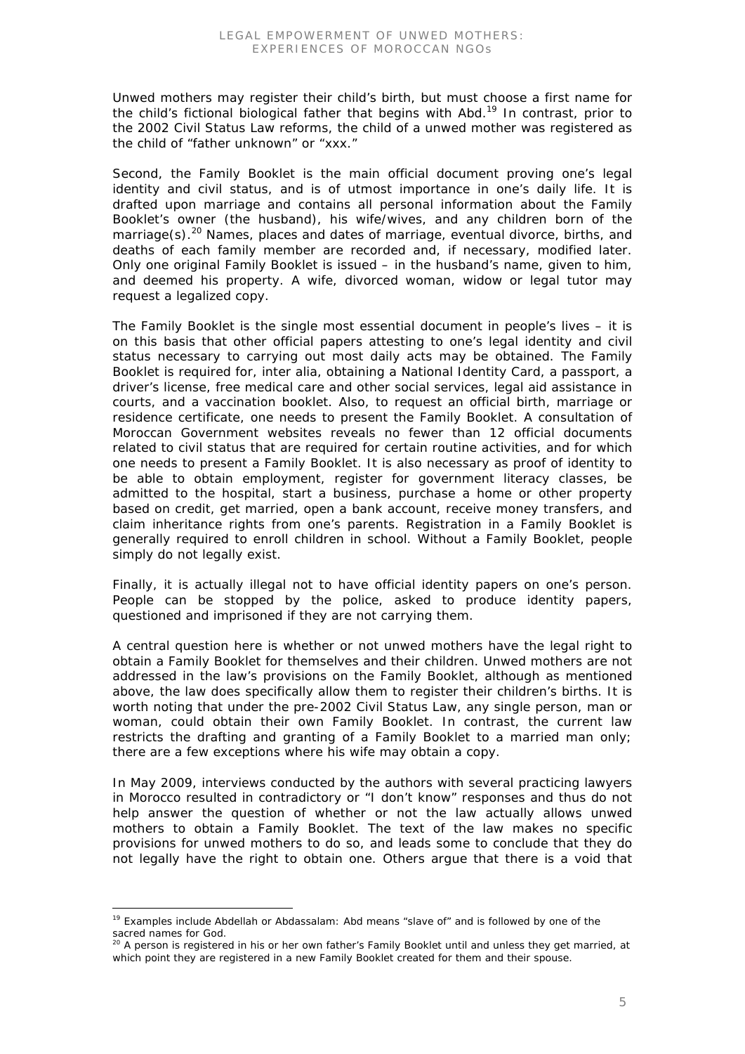Unwed mothers may register their child's birth, but must choose a first name for the child's fictional biological father that begins with Abd.[19] In contrast, prior to the 2002 Civil Status Law reforms, the child of a unwed mother was registered as the child of "father unknown" or "xxx."

Second, the Family Booklet is the main official document proving one's legal identity and civil status, and is of utmost importance in one's daily life. It is drafted upon marriage and contains all personal information about the Family Booklet's owner (the husband), his wife/wives, and any children born of the marriage(s).[20] Names, places and dates of marriage, eventual divorce, births, and deaths of each family member are recorded and, if necessary, modified later. Only one original Family Booklet is issued – in the husband's name, given to him, and deemed his property. A wife, divorced woman, widow or legal tutor may request a legalized copy.

The Family Booklet is the single most essential document in people's lives – it is on this basis that other official papers attesting to one's legal identity and civil status necessary to carrying out most daily acts may be obtained. The Family Booklet is required for, inter alia, obtaining a National Identity Card, a passport, a driver's license, free medical care and other social services, legal aid assistance in courts, and a vaccination booklet. Also, to request an official birth, marriage or residence certificate, one needs to present the Family Booklet. A consultation of Moroccan Government websites reveals no fewer than 12 official documents related to civil status that are required for certain routine activities, and for which one needs to present a Family Booklet. It is also necessary as proof of identity to be able to obtain employment, register for government literacy classes, be admitted to the hospital, start a business, purchase a home or other property based on credit, get married, open a bank account, receive money transfers, and claim inheritance rights from one's parents. Registration in a Family Booklet is generally required to enroll children in school. Without a Family Booklet, people simply do not legally exist.

Finally, it is actually illegal not to have official identity papers on one's person. People can be stopped by the police, asked to produce identity papers, questioned and imprisoned if they are not carrying them.

A central question here is whether or not unwed mothers have the legal right to obtain a Family Booklet for themselves and their children. Unwed mothers are not addressed in the law's provisions on the Family Booklet, although as mentioned above, the law does specifically allow them to register their children's births. It is worth noting that under the pre-2002 Civil Status Law, any single person, man or woman, could obtain their own Family Booklet. In contrast, the current law restricts the drafting and granting of a Family Booklet to a married man only; there are a few exceptions where his wife may obtain a copy.

In May 2009, interviews conducted by the authors with several practicing lawyers in Morocco resulted in contradictory or "I don't know" responses and thus do not help answer the question of whether or not the law actually allows unwed mothers to obtain a Family Booklet. The text of the law makes no specific provisions for unwed mothers to do so, and leads some to conclude that they do not legally have the right to obtain one. Others argue that there is a void that

---

[19] Examples include Abdellah or Abdassalam: Abd means "slave of" and is followed by one of the sacred names for God.

[20] A person is registered in his or her own father's Family Booklet until and unless they get married, at which point they are registered in a new Family Booklet created for them and their spouse.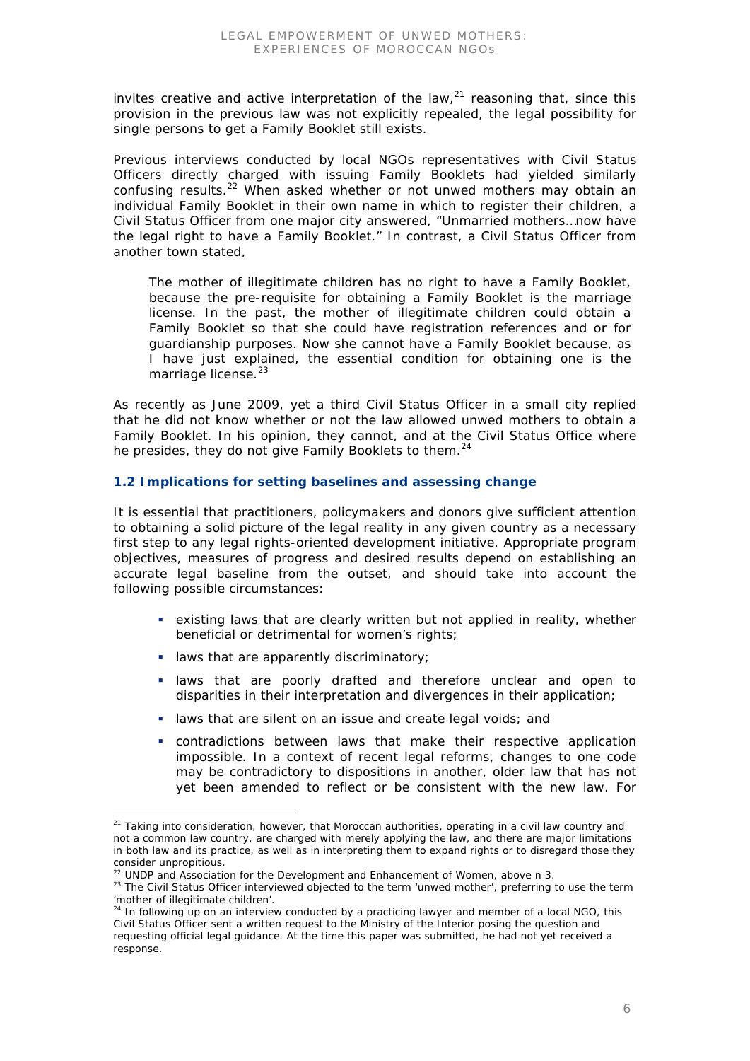invites creative and active interpretation of the law,[21] reasoning that, since this provision in the previous law was not explicitly repealed, the legal possibility for single persons to get a Family Booklet still exists.

Previous interviews conducted by local NGOs representatives with Civil Status Officers directly charged with issuing Family Booklets had yielded similarly confusing results.[22] When asked whether or not unwed mothers may obtain an individual Family Booklet in their own name in which to register their children, a Civil Status Officer from one major city answered, "Unmarried mothers…now have the legal right to have a Family Booklet." In contrast, a Civil Status Officer from another town stated,

> The mother of illegitimate children has no right to have a Family Booklet, because the pre-requisite for obtaining a Family Booklet is the marriage license. In the past, the mother of illegitimate children could obtain a Family Booklet so that she could have registration references and or for guardianship purposes. Now she cannot have a Family Booklet because, as I have just explained, the essential condition for obtaining one is the marriage license.[23]

As recently as June 2009, yet a third Civil Status Officer in a small city replied that he did not know whether or not the law allowed unwed mothers to obtain a Family Booklet. In his opinion, they cannot, and at the Civil Status Office where he presides, they do not give Family Booklets to them.[24]

### 1.2 Implications for setting baselines and assessing change

It is essential that practitioners, policymakers and donors give sufficient attention to obtaining a solid picture of the legal reality in any given country as a necessary first step to any legal rights-oriented development initiative. Appropriate program objectives, measures of progress and desired results depend on establishing an accurate legal baseline from the outset, and should take into account the following possible circumstances:

- existing laws that are clearly written but not applied in reality, whether beneficial or detrimental for women's rights;
- laws that are apparently discriminatory;
- laws that are poorly drafted and therefore unclear and open to disparities in their interpretation and divergences in their application;
- laws that are silent on an issue and create legal voids; and
- contradictions between laws that make their respective application impossible. In a context of recent legal reforms, changes to one code may be contradictory to dispositions in another, older law that has not yet been amended to reflect or be consistent with the new law. For

---

[21] Taking into consideration, however, that Moroccan authorities, operating in a civil law country and not a common law country, are charged with merely applying the law, and there are major limitations in both law and its practice, as well as in interpreting them to expand rights or to disregard those they consider unpropitious.

[22] UNDP and Association for the Development and Enhancement of Women, above n 3.

[23] The Civil Status Officer interviewed objected to the term 'unwed mother', preferring to use the term 'mother of illegitimate children'.

[24] In following up on an interview conducted by a practicing lawyer and member of a local NGO, this Civil Status Officer sent a written request to the Ministry of the Interior posing the question and requesting official legal guidance. At the time this paper was submitted, he had not yet received a response.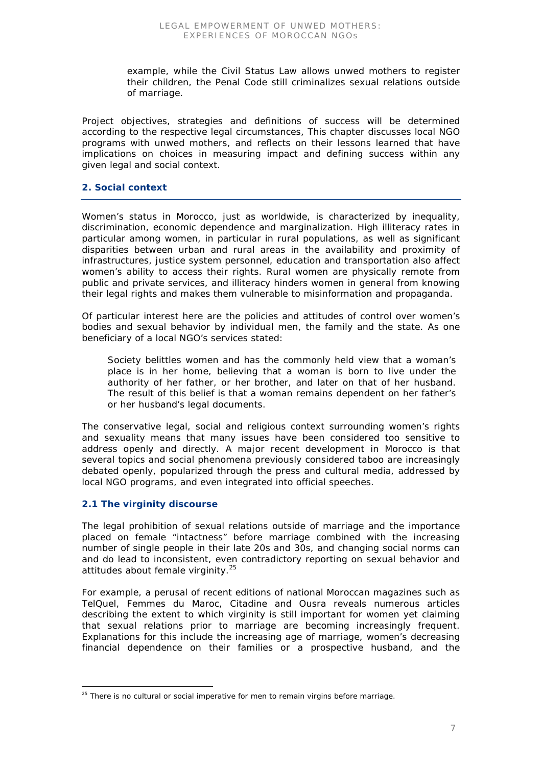example, while the Civil Status Law allows unwed mothers to register their children, the Penal Code still criminalizes sexual relations outside of marriage.

Project objectives, strategies and definitions of success will be determined according to the respective legal circumstances, This chapter discusses local NGO programs with unwed mothers, and reflects on their lessons learned that have implications on choices in measuring impact and defining success within any given legal and social context.

## 2. Social context

Women's status in Morocco, just as worldwide, is characterized by inequality, discrimination, economic dependence and marginalization. High illiteracy rates in particular among women, in particular in rural populations, as well as significant disparities between urban and rural areas in the availability and proximity of infrastructures, justice system personnel, education and transportation also affect women's ability to access their rights. Rural women are physically remote from public and private services, and illiteracy hinders women in general from knowing their legal rights and makes them vulnerable to misinformation and propaganda.

Of particular interest here are the policies and attitudes of control over women's bodies and sexual behavior by individual men, the family and the state. As one beneficiary of a local NGO's services stated:

> Society belittles women and has the commonly held view that a woman's place is in her home, believing that a woman is born to live under the authority of her father, or her brother, and later on that of her husband. The result of this belief is that a woman remains dependent on her father's or her husband's legal documents.

The conservative legal, social and religious context surrounding women's rights and sexuality means that many issues have been considered too sensitive to address openly and directly. A major recent development in Morocco is that several topics and social phenomena previously considered taboo are increasingly debated openly, popularized through the press and cultural media, addressed by local NGO programs, and even integrated into official speeches.

### 2.1 The virginity discourse

The legal prohibition of sexual relations outside of marriage and the importance placed on female "intactness" before marriage combined with the increasing number of single people in their late 20s and 30s, and changing social norms can and do lead to inconsistent, even contradictory reporting on sexual behavior and attitudes about female virginity.[25]

For example, a perusal of recent editions of national Moroccan magazines such as TelQuel, Femmes du Maroc, Citadine and Ousra reveals numerous articles describing the extent to which virginity is still important for women yet claiming that sexual relations prior to marriage are becoming increasingly frequent. Explanations for this include the increasing age of marriage, women's decreasing financial dependence on their families or a prospective husband, and the

[25] There is no cultural or social imperative for men to remain virgins before marriage.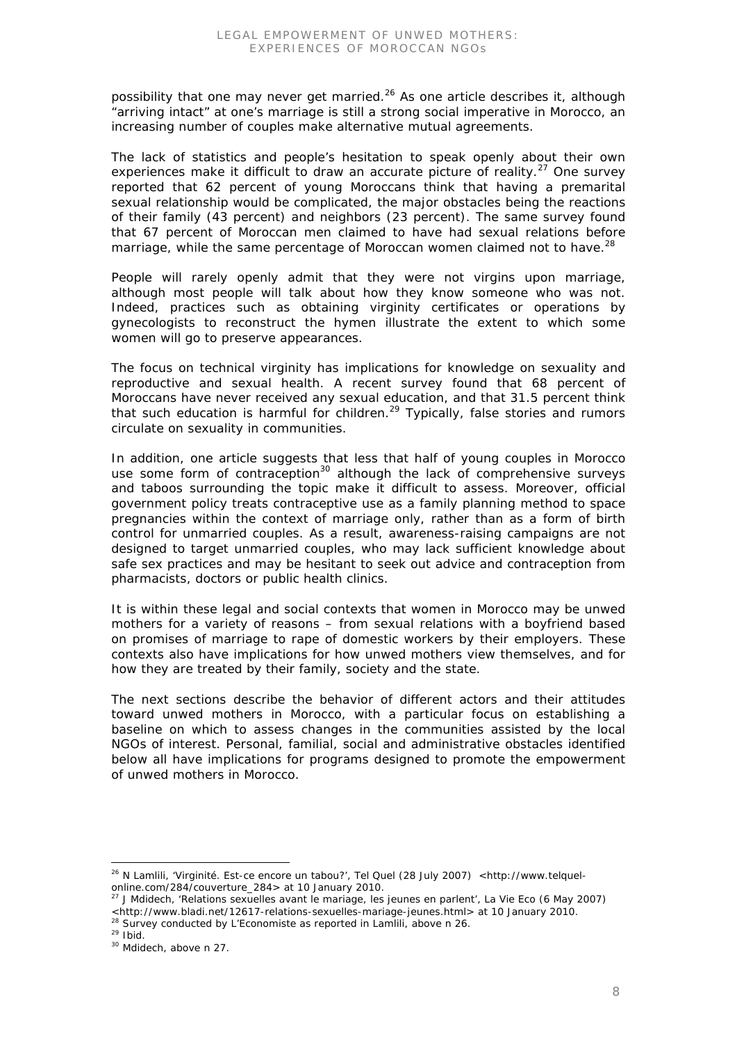possibility that one may never get married.[26] As one article describes it, although "arriving intact" at one's marriage is still a strong social imperative in Morocco, an increasing number of couples make alternative mutual agreements.

The lack of statistics and people's hesitation to speak openly about their own experiences make it difficult to draw an accurate picture of reality.[27] One survey reported that 62 percent of young Moroccans think that having a premarital sexual relationship would be complicated, the major obstacles being the reactions of their family (43 percent) and neighbors (23 percent). The same survey found that 67 percent of Moroccan men claimed to have had sexual relations before marriage, while the same percentage of Moroccan women claimed not to have.[28]

People will rarely openly admit that they were not virgins upon marriage, although most people will talk about how they know someone who was not. Indeed, practices such as obtaining virginity certificates or operations by gynecologists to reconstruct the hymen illustrate the extent to which some women will go to preserve appearances.

The focus on technical virginity has implications for knowledge on sexuality and reproductive and sexual health. A recent survey found that 68 percent of Moroccans have never received any sexual education, and that 31.5 percent think that such education is harmful for children.[29] Typically, false stories and rumors circulate on sexuality in communities.

In addition, one article suggests that less that half of young couples in Morocco use some form of contraception[30] although the lack of comprehensive surveys and taboos surrounding the topic make it difficult to assess. Moreover, official government policy treats contraceptive use as a family planning method to space pregnancies within the context of marriage only, rather than as a form of birth control for unmarried couples. As a result, awareness-raising campaigns are not designed to target unmarried couples, who may lack sufficient knowledge about safe sex practices and may be hesitant to seek out advice and contraception from pharmacists, doctors or public health clinics.

It is within these legal and social contexts that women in Morocco may be unwed mothers for a variety of reasons – from sexual relations with a boyfriend based on promises of marriage to rape of domestic workers by their employers. These contexts also have implications for how unwed mothers view themselves, and for how they are treated by their family, society and the state.

The next sections describe the behavior of different actors and their attitudes toward unwed mothers in Morocco, with a particular focus on establishing a baseline on which to assess changes in the communities assisted by the local NGOs of interest. Personal, familial, social and administrative obstacles identified below all have implications for programs designed to promote the empowerment of unwed mothers in Morocco.

---

[26] N Lamlili, 'Virginité. Est-ce encore un tabou?', Tel Quel (28 July 2007) <http://www.telquel-online.com/284/couverture_284> at 10 January 2010.

[27] J Mdidech, 'Relations sexuelles avant le mariage, les jeunes en parlent', La Vie Eco (6 May 2007) <http://www.bladi.net/12617-relations-sexuelles-mariage-jeunes.html> at 10 January 2010.

[28] Survey conducted by L'Economiste as reported in Lamlili, above n 26.

[29] Ibid.

[30] Mdidech, above n 27.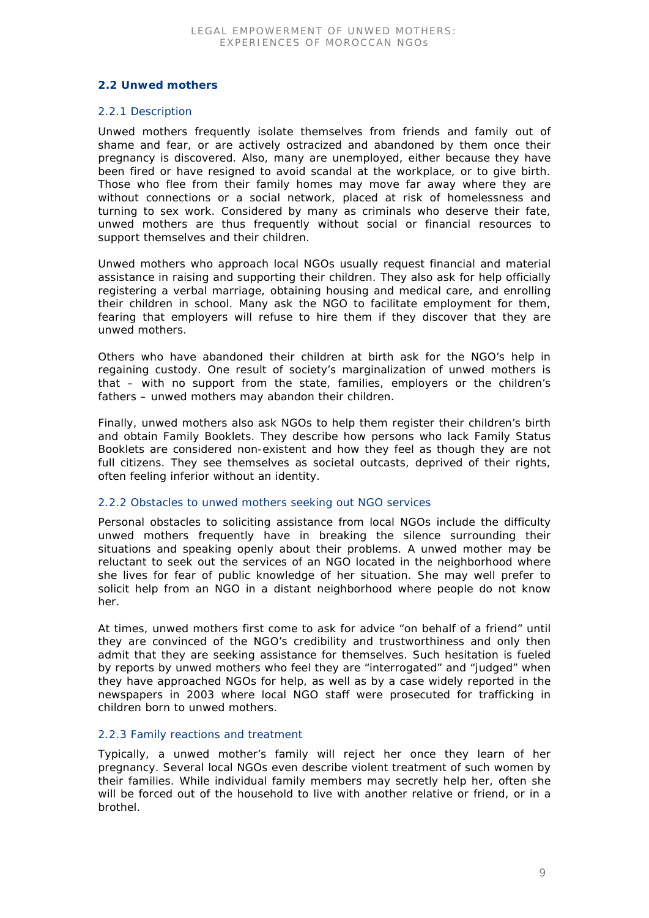## 2.2 Unwed mothers

### 2.2.1 Description

Unwed mothers frequently isolate themselves from friends and family out of shame and fear, or are actively ostracized and abandoned by them once their pregnancy is discovered. Also, many are unemployed, either because they have been fired or have resigned to avoid scandal at the workplace, or to give birth. Those who flee from their family homes may move far away where they are without connections or a social network, placed at risk of homelessness and turning to sex work. Considered by many as criminals who deserve their fate, unwed mothers are thus frequently without social or financial resources to support themselves and their children.

Unwed mothers who approach local NGOs usually request financial and material assistance in raising and supporting their children. They also ask for help officially registering a verbal marriage, obtaining housing and medical care, and enrolling their children in school. Many ask the NGO to facilitate employment for them, fearing that employers will refuse to hire them if they discover that they are unwed mothers.

Others who have abandoned their children at birth ask for the NGO's help in regaining custody. One result of society's marginalization of unwed mothers is that – with no support from the state, families, employers or the children's fathers – unwed mothers may abandon their children.

Finally, unwed mothers also ask NGOs to help them register their children's birth and obtain Family Booklets. They describe how persons who lack Family Status Booklets are considered non-existent and how they feel as though they are not full citizens. They see themselves as societal outcasts, deprived of their rights, often feeling inferior without an identity.

### 2.2.2 Obstacles to unwed mothers seeking out NGO services

Personal obstacles to soliciting assistance from local NGOs include the difficulty unwed mothers frequently have in breaking the silence surrounding their situations and speaking openly about their problems. A unwed mother may be reluctant to seek out the services of an NGO located in the neighborhood where she lives for fear of public knowledge of her situation. She may well prefer to solicit help from an NGO in a distant neighborhood where people do not know her.

At times, unwed mothers first come to ask for advice "on behalf of a friend" until they are convinced of the NGO's credibility and trustworthiness and only then admit that they are seeking assistance for themselves. Such hesitation is fueled by reports by unwed mothers who feel they are "interrogated" and "judged" when they have approached NGOs for help, as well as by a case widely reported in the newspapers in 2003 where local NGO staff were prosecuted for trafficking in children born to unwed mothers.

### 2.2.3 Family reactions and treatment

Typically, a unwed mother's family will reject her once they learn of her pregnancy. Several local NGOs even describe violent treatment of such women by their families. While individual family members may secretly help her, often she will be forced out of the household to live with another relative or friend, or in a brothel.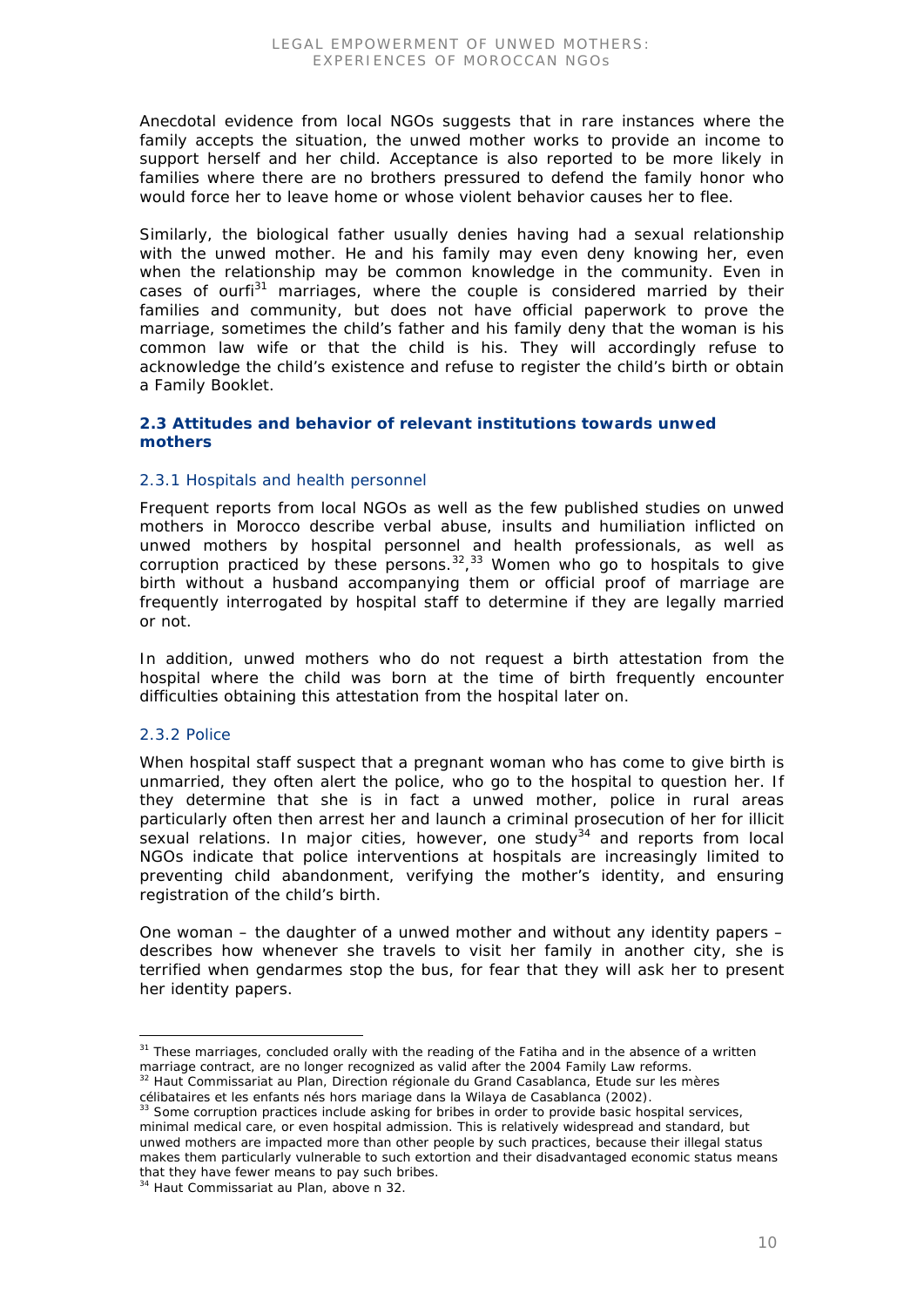Anecdotal evidence from local NGOs suggests that in rare instances where the family accepts the situation, the unwed mother works to provide an income to support herself and her child. Acceptance is also reported to be more likely in families where there are no brothers pressured to defend the family honor who would force her to leave home or whose violent behavior causes her to flee.

Similarly, the biological father usually denies having had a sexual relationship with the unwed mother. He and his family may even deny knowing her, even when the relationship may be common knowledge in the community. Even in cases of ourfi[31] marriages, where the couple is considered married by their families and community, but does not have official paperwork to prove the marriage, sometimes the child's father and his family deny that the woman is his common law wife or that the child is his. They will accordingly refuse to acknowledge the child's existence and refuse to register the child's birth or obtain a Family Booklet.

### 2.3 Attitudes and behavior of relevant institutions towards unwed mothers

#### 2.3.1 Hospitals and health personnel

Frequent reports from local NGOs as well as the few published studies on unwed mothers in Morocco describe verbal abuse, insults and humiliation inflicted on unwed mothers by hospital personnel and health professionals, as well as corruption practiced by these persons.[32],[33] Women who go to hospitals to give birth without a husband accompanying them or official proof of marriage are frequently interrogated by hospital staff to determine if they are legally married or not.

In addition, unwed mothers who do not request a birth attestation from the hospital where the child was born at the time of birth frequently encounter difficulties obtaining this attestation from the hospital later on.

#### 2.3.2 Police

When hospital staff suspect that a pregnant woman who has come to give birth is unmarried, they often alert the police, who go to the hospital to question her. If they determine that she is in fact a unwed mother, police in rural areas particularly often then arrest her and launch a criminal prosecution of her for illicit sexual relations. In major cities, however, one study[34] and reports from local NGOs indicate that police interventions at hospitals are increasingly limited to preventing child abandonment, verifying the mother's identity, and ensuring registration of the child's birth.

One woman – the daughter of a unwed mother and without any identity papers – describes how whenever she travels to visit her family in another city, she is terrified when gendarmes stop the bus, for fear that they will ask her to present her identity papers.

---

[31] These marriages, concluded orally with the reading of the Fatiha and in the absence of a written marriage contract, are no longer recognized as valid after the 2004 Family Law reforms.

[32] Haut Commissariat au Plan, Direction régionale du Grand Casablanca, Etude sur les mères célibataires et les enfants nés hors mariage dans la Wilaya de Casablanca (2002).

[33] Some corruption practices include asking for bribes in order to provide basic hospital services, minimal medical care, or even hospital admission. This is relatively widespread and standard, but unwed mothers are impacted more than other people by such practices, because their illegal status makes them particularly vulnerable to such extortion and their disadvantaged economic status means that they have fewer means to pay such bribes.

[34] Haut Commissariat au Plan, above n 32.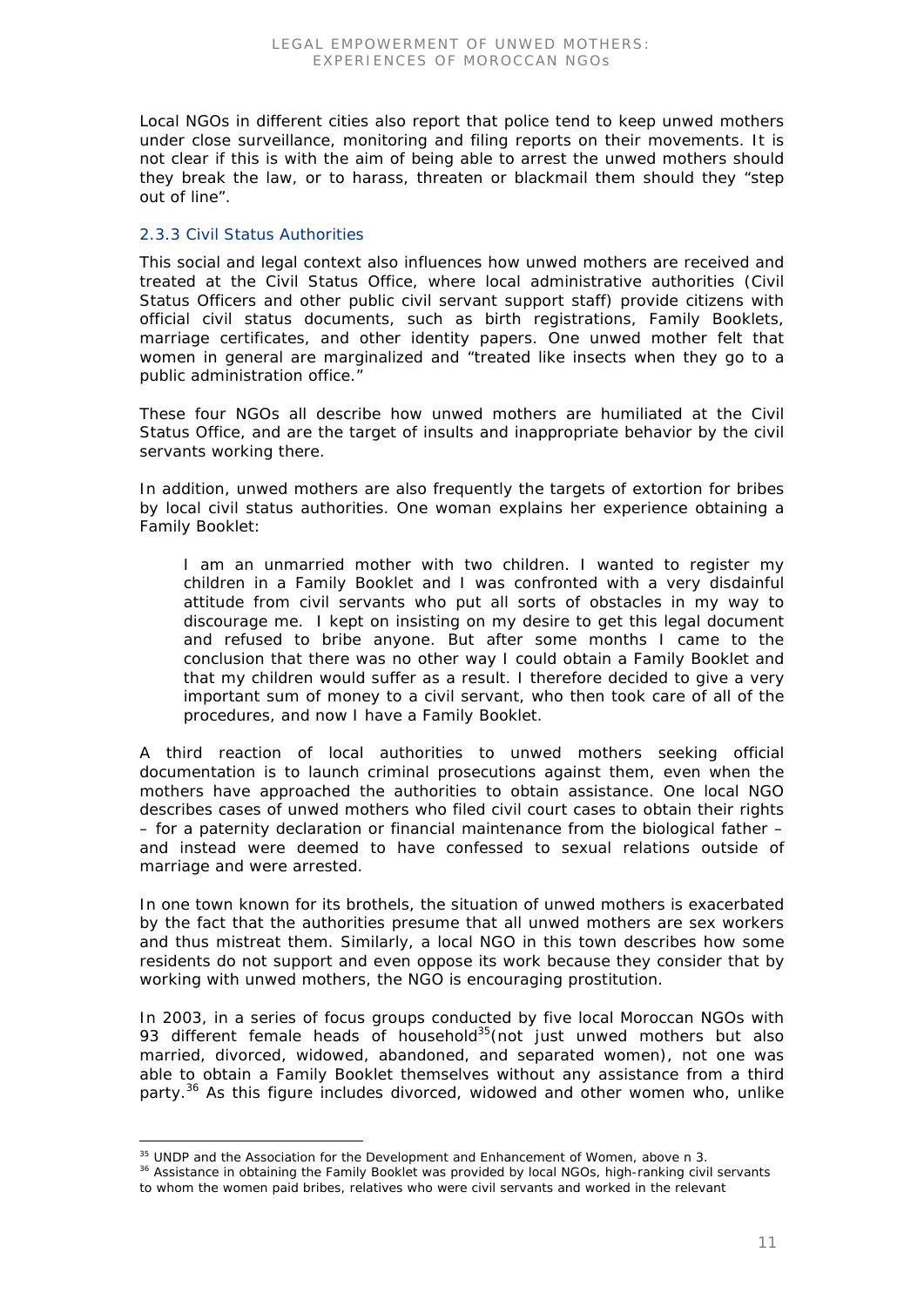Local NGOs in different cities also report that police tend to keep unwed mothers under close surveillance, monitoring and filing reports on their movements. It is not clear if this is with the aim of being able to arrest the unwed mothers should they break the law, or to harass, threaten or blackmail them should they "step out of line".

### 2.3.3 Civil Status Authorities

This social and legal context also influences how unwed mothers are received and treated at the Civil Status Office, where local administrative authorities (Civil Status Officers and other public civil servant support staff) provide citizens with official civil status documents, such as birth registrations, Family Booklets, marriage certificates, and other identity papers. One unwed mother felt that women in general are marginalized and "treated like insects when they go to a public administration office."

These four NGOs all describe how unwed mothers are humiliated at the Civil Status Office, and are the target of insults and inappropriate behavior by the civil servants working there.

In addition, unwed mothers are also frequently the targets of extortion for bribes by local civil status authorities. One woman explains her experience obtaining a Family Booklet:

> I am an unmarried mother with two children. I wanted to register my children in a Family Booklet and I was confronted with a very disdainful attitude from civil servants who put all sorts of obstacles in my way to discourage me. I kept on insisting on my desire to get this legal document and refused to bribe anyone. But after some months I came to the conclusion that there was no other way I could obtain a Family Booklet and that my children would suffer as a result. I therefore decided to give a very important sum of money to a civil servant, who then took care of all of the procedures, and now I have a Family Booklet.

A third reaction of local authorities to unwed mothers seeking official documentation is to launch criminal prosecutions against them, even when the mothers have approached the authorities to obtain assistance. One local NGO describes cases of unwed mothers who filed civil court cases to obtain their rights – for a paternity declaration or financial maintenance from the biological father – and instead were deemed to have confessed to sexual relations outside of marriage and were arrested.

In one town known for its brothels, the situation of unwed mothers is exacerbated by the fact that the authorities presume that all unwed mothers are sex workers and thus mistreat them. Similarly, a local NGO in this town describes how some residents do not support and even oppose its work because they consider that by working with unwed mothers, the NGO is encouraging prostitution.

In 2003, in a series of focus groups conducted by five local Moroccan NGOs with 93 different female heads of household[35](not just unwed mothers but also married, divorced, widowed, abandoned, and separated women), not one was able to obtain a Family Booklet themselves without any assistance from a third party.[36] As this figure includes divorced, widowed and other women who, unlike

---

[35] UNDP and the Association for the Development and Enhancement of Women, above n 3.

[36] Assistance in obtaining the Family Booklet was provided by local NGOs, high-ranking civil servants to whom the women paid bribes, relatives who were civil servants and worked in the relevant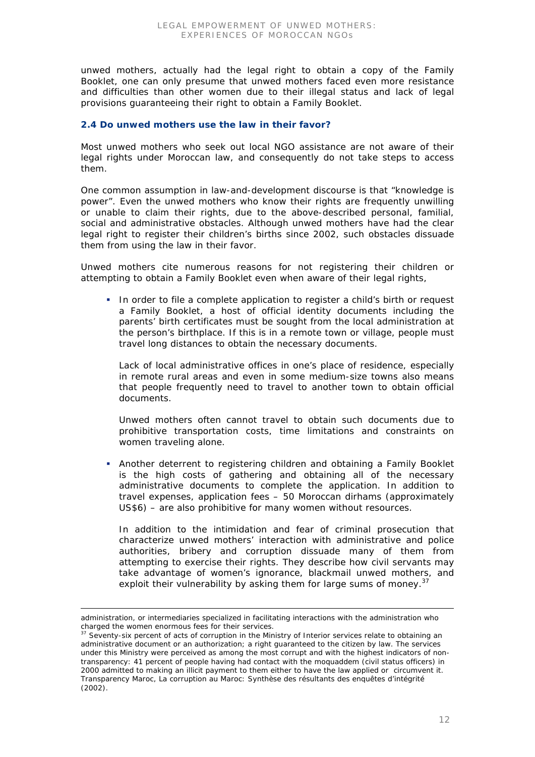unwed mothers, actually had the legal right to obtain a copy of the Family Booklet, one can only presume that unwed mothers faced even more resistance and difficulties than other women due to their illegal status and lack of legal provisions guaranteeing their right to obtain a Family Booklet.

### 2.4 Do unwed mothers use the law in their favor?

Most unwed mothers who seek out local NGO assistance are not aware of their legal rights under Moroccan law, and consequently do not take steps to access them.

One common assumption in law-and-development discourse is that "knowledge is power". Even the unwed mothers who know their rights are frequently unwilling or unable to claim their rights, due to the above-described personal, familial, social and administrative obstacles. Although unwed mothers have had the clear legal right to register their children's births since 2002, such obstacles dissuade them from using the law in their favor.

Unwed mothers cite numerous reasons for not registering their children or attempting to obtain a Family Booklet even when aware of their legal rights,

- In order to file a complete application to register a child's birth or request a Family Booklet, a host of official identity documents including the parents' birth certificates must be sought from the local administration at the person's birthplace. If this is in a remote town or village, people must travel long distances to obtain the necessary documents.

  Lack of local administrative offices in one's place of residence, especially in remote rural areas and even in some medium-size towns also means that people frequently need to travel to another town to obtain official documents.

  Unwed mothers often cannot travel to obtain such documents due to prohibitive transportation costs, time limitations and constraints on women traveling alone.

- Another deterrent to registering children and obtaining a Family Booklet is the high costs of gathering and obtaining all of the necessary administrative documents to complete the application. In addition to travel expenses, application fees – 50 Moroccan dirhams (approximately US$6) – are also prohibitive for many women without resources.

  In addition to the intimidation and fear of criminal prosecution that characterize unwed mothers' interaction with administrative and police authorities, bribery and corruption dissuade many of them from attempting to exercise their rights. They describe how civil servants may take advantage of women's ignorance, blackmail unwed mothers, and exploit their vulnerability by asking them for large sums of money.[37]

---

administration, or intermediaries specialized in facilitating interactions with the administration who charged the women enormous fees for their services.

[37] Seventy-six percent of acts of corruption in the Ministry of Interior services relate to obtaining an administrative document or an authorization; a right guaranteed to the citizen by law. The services under this Ministry were perceived as among the most corrupt and with the highest indicators of non-transparency: 41 percent of people having had contact with the moqaddem (civil status officers) in 2000 admitted to making an illicit payment to them either to have the law applied or circumvent it. Transparency Maroc, La corruption au Maroc: Synthèse des résultants des enquêtes d'intégrité (2002).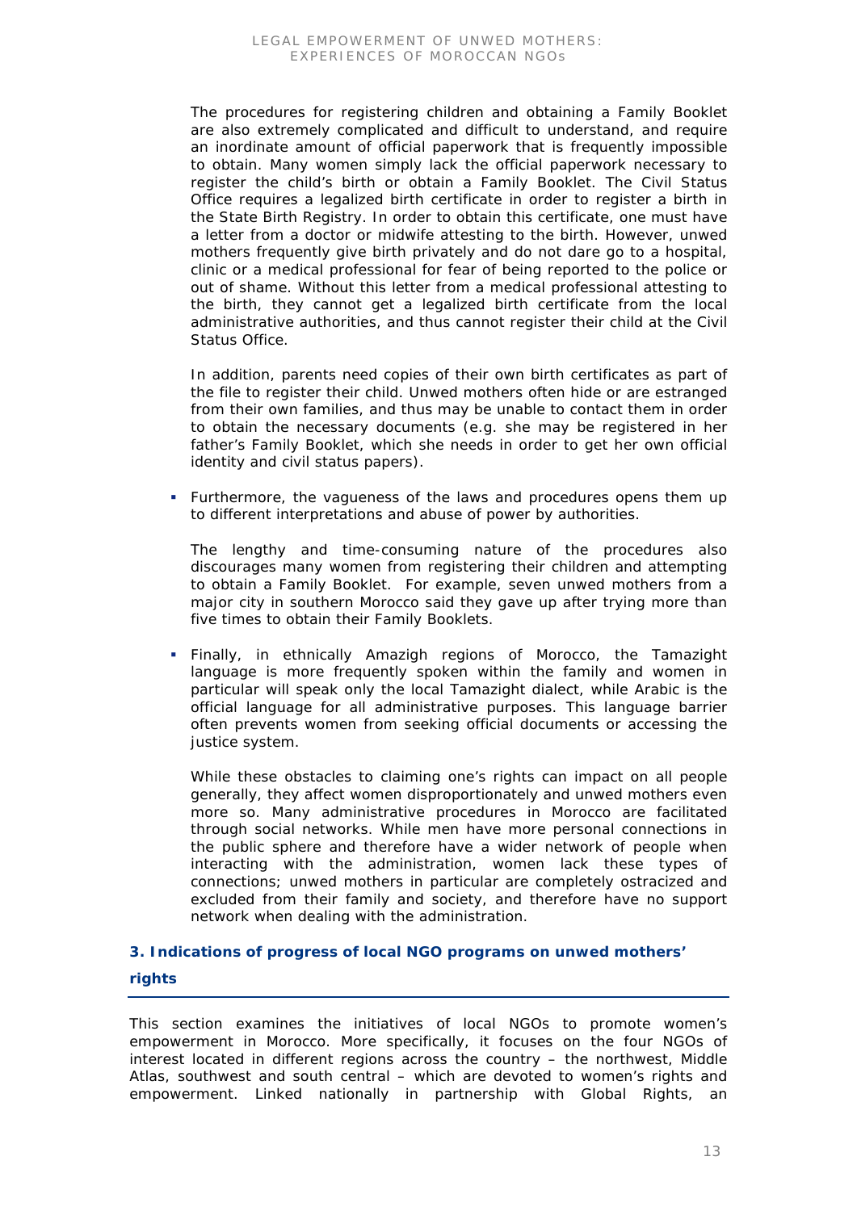The procedures for registering children and obtaining a Family Booklet are also extremely complicated and difficult to understand, and require an inordinate amount of official paperwork that is frequently impossible to obtain. Many women simply lack the official paperwork necessary to register the child's birth or obtain a Family Booklet. The Civil Status Office requires a legalized birth certificate in order to register a birth in the State Birth Registry. In order to obtain this certificate, one must have a letter from a doctor or midwife attesting to the birth. However, unwed mothers frequently give birth privately and do not dare go to a hospital, clinic or a medical professional for fear of being reported to the police or out of shame. Without this letter from a medical professional attesting to the birth, they cannot get a legalized birth certificate from the local administrative authorities, and thus cannot register their child at the Civil Status Office.

In addition, parents need copies of their own birth certificates as part of the file to register their child. Unwed mothers often hide or are estranged from their own families, and thus may be unable to contact them in order to obtain the necessary documents (e.g. she may be registered in her father's Family Booklet, which she needs in order to get her own official identity and civil status papers).

- Furthermore, the vagueness of the laws and procedures opens them up to different interpretations and abuse of power by authorities.

  The lengthy and time-consuming nature of the procedures also discourages many women from registering their children and attempting to obtain a Family Booklet. For example, seven unwed mothers from a major city in southern Morocco said they gave up after trying more than five times to obtain their Family Booklets.

- Finally, in ethnically Amazigh regions of Morocco, the Tamazight language is more frequently spoken within the family and women in particular will speak only the local Tamazight dialect, while Arabic is the official language for all administrative purposes. This language barrier often prevents women from seeking official documents or accessing the justice system.

  While these obstacles to claiming one's rights can impact on all people generally, they affect women disproportionately and unwed mothers even more so. Many administrative procedures in Morocco are facilitated through social networks. While men have more personal connections in the public sphere and therefore have a wider network of people when interacting with the administration, women lack these types of connections; unwed mothers in particular are completely ostracized and excluded from their family and society, and therefore have no support network when dealing with the administration.

## 3. Indications of progress of local NGO programs on unwed mothers' rights

This section examines the initiatives of local NGOs to promote women's empowerment in Morocco. More specifically, it focuses on the four NGOs of interest located in different regions across the country – the northwest, Middle Atlas, southwest and south central – which are devoted to women's rights and empowerment. Linked nationally in partnership with Global Rights, an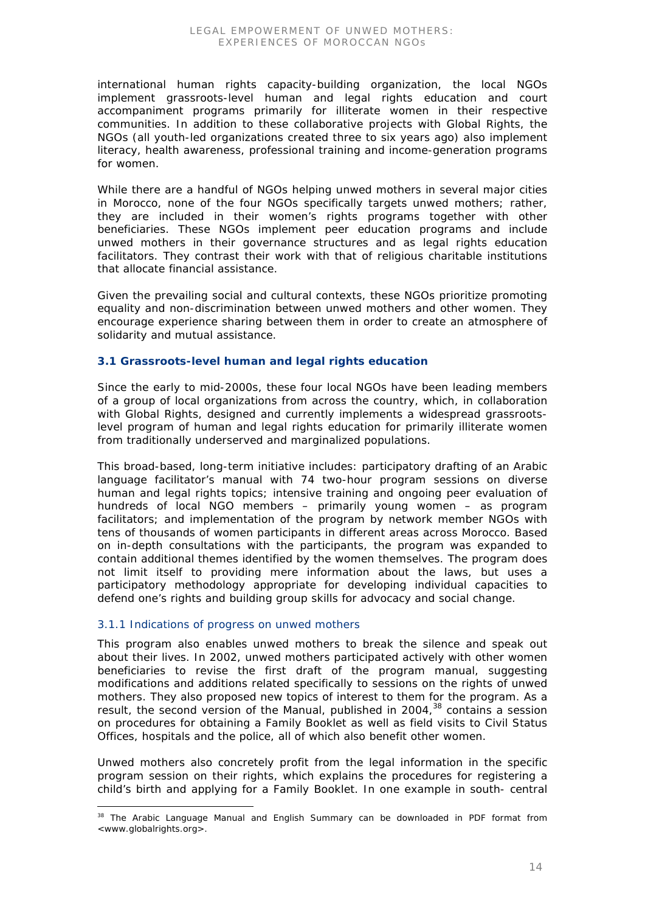international human rights capacity-building organization, the local NGOs implement grassroots-level human and legal rights education and court accompaniment programs primarily for illiterate women in their respective communities. In addition to these collaborative projects with Global Rights, the NGOs (all youth-led organizations created three to six years ago) also implement literacy, health awareness, professional training and income-generation programs for women.

While there are a handful of NGOs helping unwed mothers in several major cities in Morocco, none of the four NGOs specifically targets unwed mothers; rather, they are included in their women's rights programs together with other beneficiaries. These NGOs implement peer education programs and include unwed mothers in their governance structures and as legal rights education facilitators. They contrast their work with that of religious charitable institutions that allocate financial assistance.

Given the prevailing social and cultural contexts, these NGOs prioritize promoting equality and non-discrimination between unwed mothers and other women. They encourage experience sharing between them in order to create an atmosphere of solidarity and mutual assistance.

### 3.1 Grassroots-level human and legal rights education

Since the early to mid-2000s, these four local NGOs have been leading members of a group of local organizations from across the country, which, in collaboration with Global Rights, designed and currently implements a widespread grassroots-level program of human and legal rights education for primarily illiterate women from traditionally underserved and marginalized populations.

This broad-based, long-term initiative includes: participatory drafting of an Arabic language facilitator's manual with 74 two-hour program sessions on diverse human and legal rights topics; intensive training and ongoing peer evaluation of hundreds of local NGO members – primarily young women – as program facilitators; and implementation of the program by network member NGOs with tens of thousands of women participants in different areas across Morocco. Based on in-depth consultations with the participants, the program was expanded to contain additional themes identified by the women themselves. The program does not limit itself to providing mere information about the laws, but uses a participatory methodology appropriate for developing individual capacities to defend one's rights and building group skills for advocacy and social change.

#### 3.1.1 Indications of progress on unwed mothers

This program also enables unwed mothers to break the silence and speak out about their lives. In 2002, unwed mothers participated actively with other women beneficiaries to revise the first draft of the program manual, suggesting modifications and additions related specifically to sessions on the rights of unwed mothers. They also proposed new topics of interest to them for the program. As a result, the second version of the Manual, published in 2004,[38] contains a session on procedures for obtaining a Family Booklet as well as field visits to Civil Status Offices, hospitals and the police, all of which also benefit other women.

Unwed mothers also concretely profit from the legal information in the specific program session on their rights, which explains the procedures for registering a child's birth and applying for a Family Booklet. In one example in south- central

[38] The Arabic Language Manual and English Summary can be downloaded in PDF format from <www.globalrights.org>.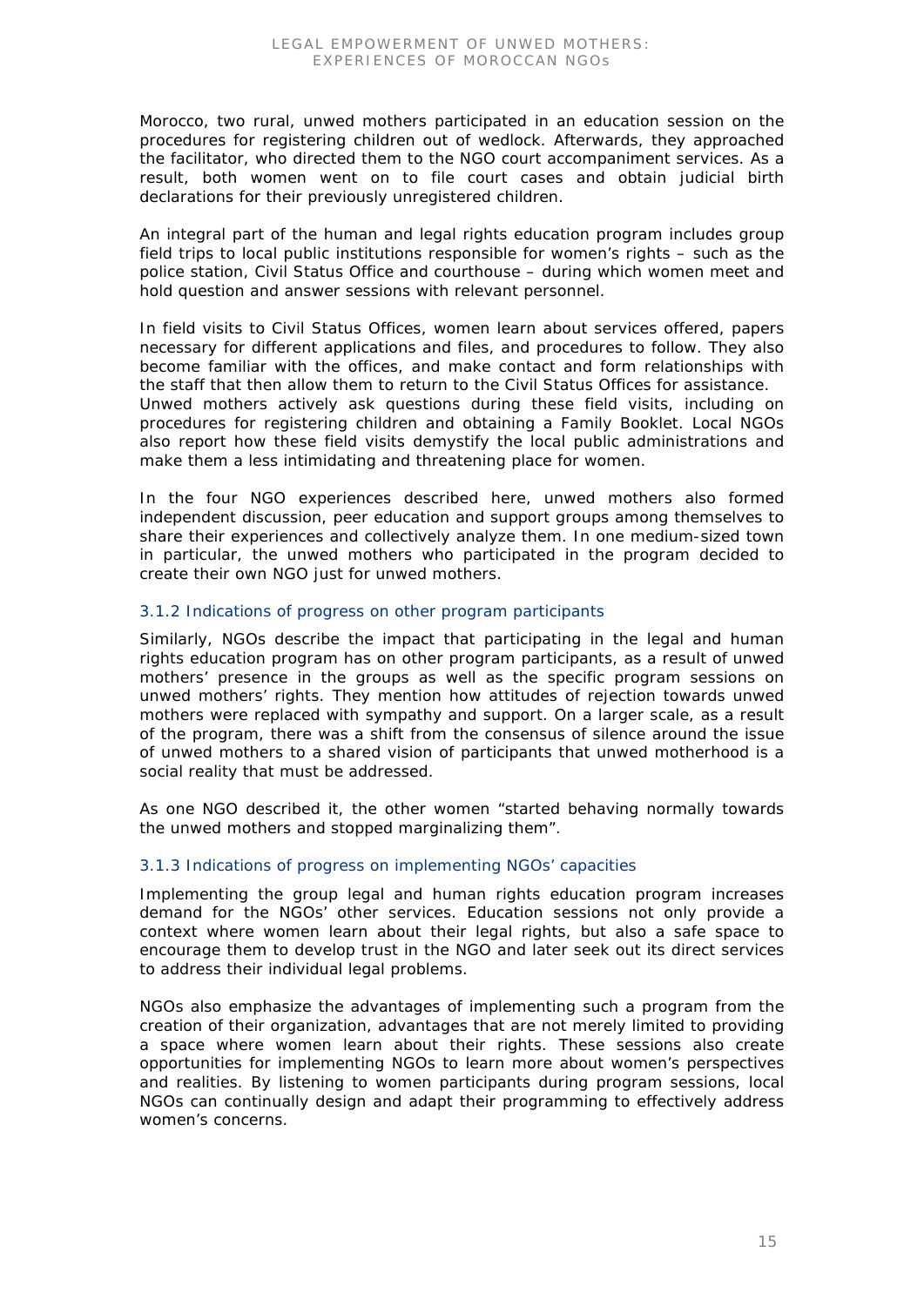Morocco, two rural, unwed mothers participated in an education session on the procedures for registering children out of wedlock. Afterwards, they approached the facilitator, who directed them to the NGO court accompaniment services. As a result, both women went on to file court cases and obtain judicial birth declarations for their previously unregistered children.

An integral part of the human and legal rights education program includes group field trips to local public institutions responsible for women's rights – such as the police station, Civil Status Office and courthouse – during which women meet and hold question and answer sessions with relevant personnel.

In field visits to Civil Status Offices, women learn about services offered, papers necessary for different applications and files, and procedures to follow. They also become familiar with the offices, and make contact and form relationships with the staff that then allow them to return to the Civil Status Offices for assistance. Unwed mothers actively ask questions during these field visits, including on procedures for registering children and obtaining a Family Booklet. Local NGOs also report how these field visits demystify the local public administrations and make them a less intimidating and threatening place for women.

In the four NGO experiences described here, unwed mothers also formed independent discussion, peer education and support groups among themselves to share their experiences and collectively analyze them. In one medium-sized town in particular, the unwed mothers who participated in the program decided to create their own NGO just for unwed mothers.

### 3.1.2 Indications of progress on other program participants

Similarly, NGOs describe the impact that participating in the legal and human rights education program has on other program participants, as a result of unwed mothers' presence in the groups as well as the specific program sessions on unwed mothers' rights. They mention how attitudes of rejection towards unwed mothers were replaced with sympathy and support. On a larger scale, as a result of the program, there was a shift from the consensus of silence around the issue of unwed mothers to a shared vision of participants that unwed motherhood is a social reality that must be addressed.

As one NGO described it, the other women "started behaving normally towards the unwed mothers and stopped marginalizing them".

### 3.1.3 Indications of progress on implementing NGOs' capacities

Implementing the group legal and human rights education program increases demand for the NGOs' other services. Education sessions not only provide a context where women learn about their legal rights, but also a safe space to encourage them to develop trust in the NGO and later seek out its direct services to address their individual legal problems.

NGOs also emphasize the advantages of implementing such a program from the creation of their organization, advantages that are not merely limited to providing a space where women learn about their rights. These sessions also create opportunities for implementing NGOs to learn more about women's perspectives and realities. By listening to women participants during program sessions, local NGOs can continually design and adapt their programming to effectively address women's concerns.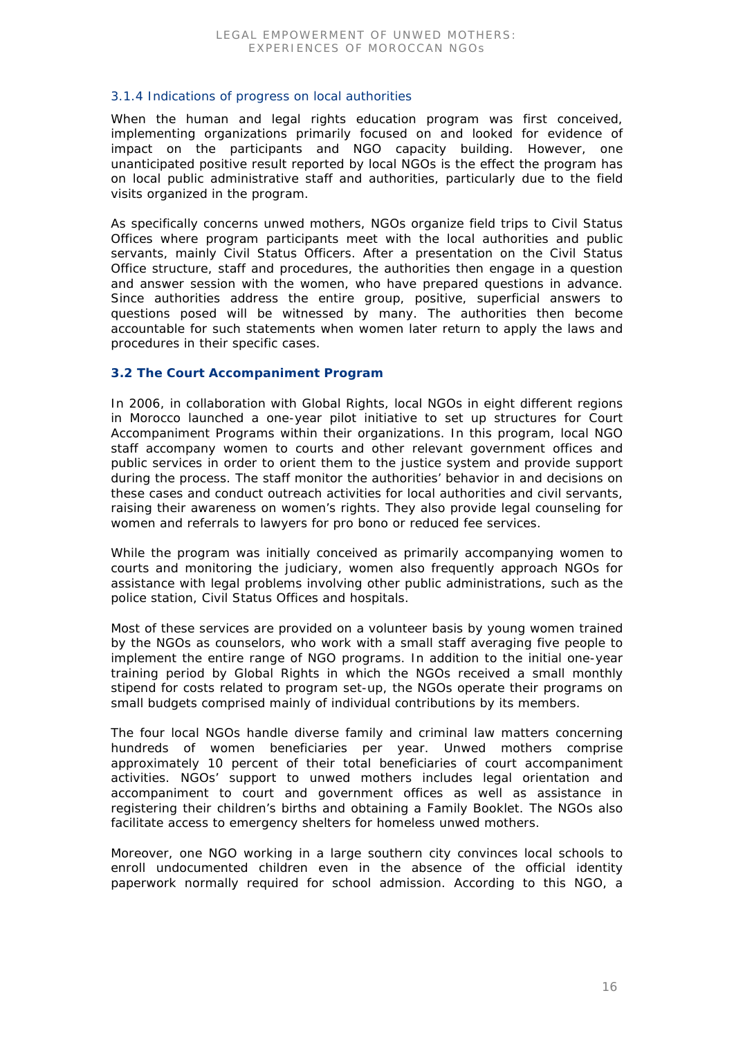#### 3.1.4 Indications of progress on local authorities

When the human and legal rights education program was first conceived, implementing organizations primarily focused on and looked for evidence of impact on the participants and NGO capacity building. However, one unanticipated positive result reported by local NGOs is the effect the program has on local public administrative staff and authorities, particularly due to the field visits organized in the program.

As specifically concerns unwed mothers, NGOs organize field trips to Civil Status Offices where program participants meet with the local authorities and public servants, mainly Civil Status Officers. After a presentation on the Civil Status Office structure, staff and procedures, the authorities then engage in a question and answer session with the women, who have prepared questions in advance. Since authorities address the entire group, positive, superficial answers to questions posed will be witnessed by many. The authorities then become accountable for such statements when women later return to apply the laws and procedures in their specific cases.

### 3.2 The Court Accompaniment Program

In 2006, in collaboration with Global Rights, local NGOs in eight different regions in Morocco launched a one-year pilot initiative to set up structures for Court Accompaniment Programs within their organizations. In this program, local NGO staff accompany women to courts and other relevant government offices and public services in order to orient them to the justice system and provide support during the process. The staff monitor the authorities' behavior in and decisions on these cases and conduct outreach activities for local authorities and civil servants, raising their awareness on women's rights. They also provide legal counseling for women and referrals to lawyers for pro bono or reduced fee services.

While the program was initially conceived as primarily accompanying women to courts and monitoring the judiciary, women also frequently approach NGOs for assistance with legal problems involving other public administrations, such as the police station, Civil Status Offices and hospitals.

Most of these services are provided on a volunteer basis by young women trained by the NGOs as counselors, who work with a small staff averaging five people to implement the entire range of NGO programs. In addition to the initial one-year training period by Global Rights in which the NGOs received a small monthly stipend for costs related to program set-up, the NGOs operate their programs on small budgets comprised mainly of individual contributions by its members.

The four local NGOs handle diverse family and criminal law matters concerning hundreds of women beneficiaries per year. Unwed mothers comprise approximately 10 percent of their total beneficiaries of court accompaniment activities. NGOs' support to unwed mothers includes legal orientation and accompaniment to court and government offices as well as assistance in registering their children's births and obtaining a Family Booklet. The NGOs also facilitate access to emergency shelters for homeless unwed mothers.

Moreover, one NGO working in a large southern city convinces local schools to enroll undocumented children even in the absence of the official identity paperwork normally required for school admission. According to this NGO, a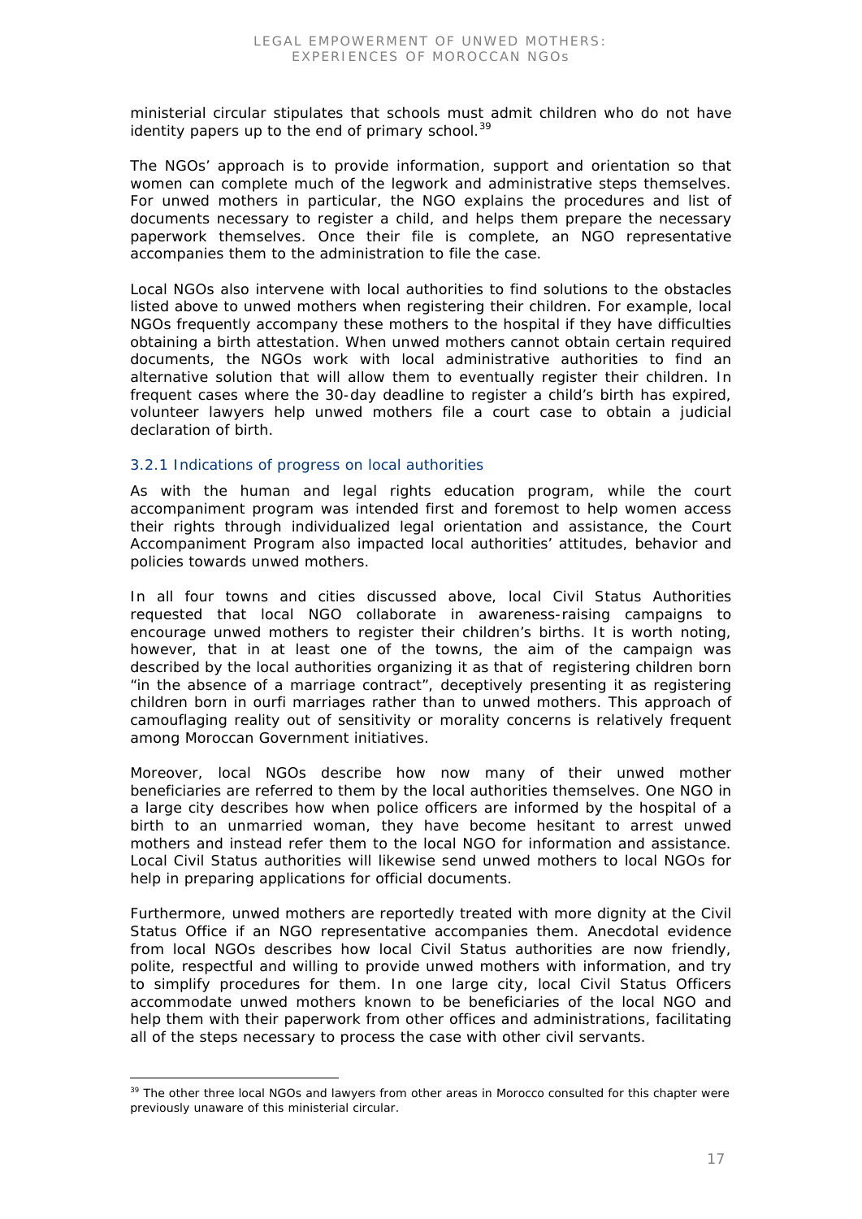ministerial circular stipulates that schools must admit children who do not have identity papers up to the end of primary school.[39]

The NGOs' approach is to provide information, support and orientation so that women can complete much of the legwork and administrative steps themselves. For unwed mothers in particular, the NGO explains the procedures and list of documents necessary to register a child, and helps them prepare the necessary paperwork themselves. Once their file is complete, an NGO representative accompanies them to the administration to file the case.

Local NGOs also intervene with local authorities to find solutions to the obstacles listed above to unwed mothers when registering their children. For example, local NGOs frequently accompany these mothers to the hospital if they have difficulties obtaining a birth attestation. When unwed mothers cannot obtain certain required documents, the NGOs work with local administrative authorities to find an alternative solution that will allow them to eventually register their children. In frequent cases where the 30-day deadline to register a child's birth has expired, volunteer lawyers help unwed mothers file a court case to obtain a judicial declaration of birth.

### 3.2.1 Indications of progress on local authorities

As with the human and legal rights education program, while the court accompaniment program was intended first and foremost to help women access their rights through individualized legal orientation and assistance, the Court Accompaniment Program also impacted local authorities' attitudes, behavior and policies towards unwed mothers.

In all four towns and cities discussed above, local Civil Status Authorities requested that local NGO collaborate in awareness-raising campaigns to encourage unwed mothers to register their children's births. It is worth noting, however, that in at least one of the towns, the aim of the campaign was described by the local authorities organizing it as that of registering children born "in the absence of a marriage contract", deceptively presenting it as registering children born in ourfi marriages rather than to unwed mothers. This approach of camouflaging reality out of sensitivity or morality concerns is relatively frequent among Moroccan Government initiatives.

Moreover, local NGOs describe how now many of their unwed mother beneficiaries are referred to them by the local authorities themselves. One NGO in a large city describes how when police officers are informed by the hospital of a birth to an unmarried woman, they have become hesitant to arrest unwed mothers and instead refer them to the local NGO for information and assistance. Local Civil Status authorities will likewise send unwed mothers to local NGOs for help in preparing applications for official documents.

Furthermore, unwed mothers are reportedly treated with more dignity at the Civil Status Office if an NGO representative accompanies them. Anecdotal evidence from local NGOs describes how local Civil Status authorities are now friendly, polite, respectful and willing to provide unwed mothers with information, and try to simplify procedures for them. In one large city, local Civil Status Officers accommodate unwed mothers known to be beneficiaries of the local NGO and help them with their paperwork from other offices and administrations, facilitating all of the steps necessary to process the case with other civil servants.

[39] The other three local NGOs and lawyers from other areas in Morocco consulted for this chapter were previously unaware of this ministerial circular.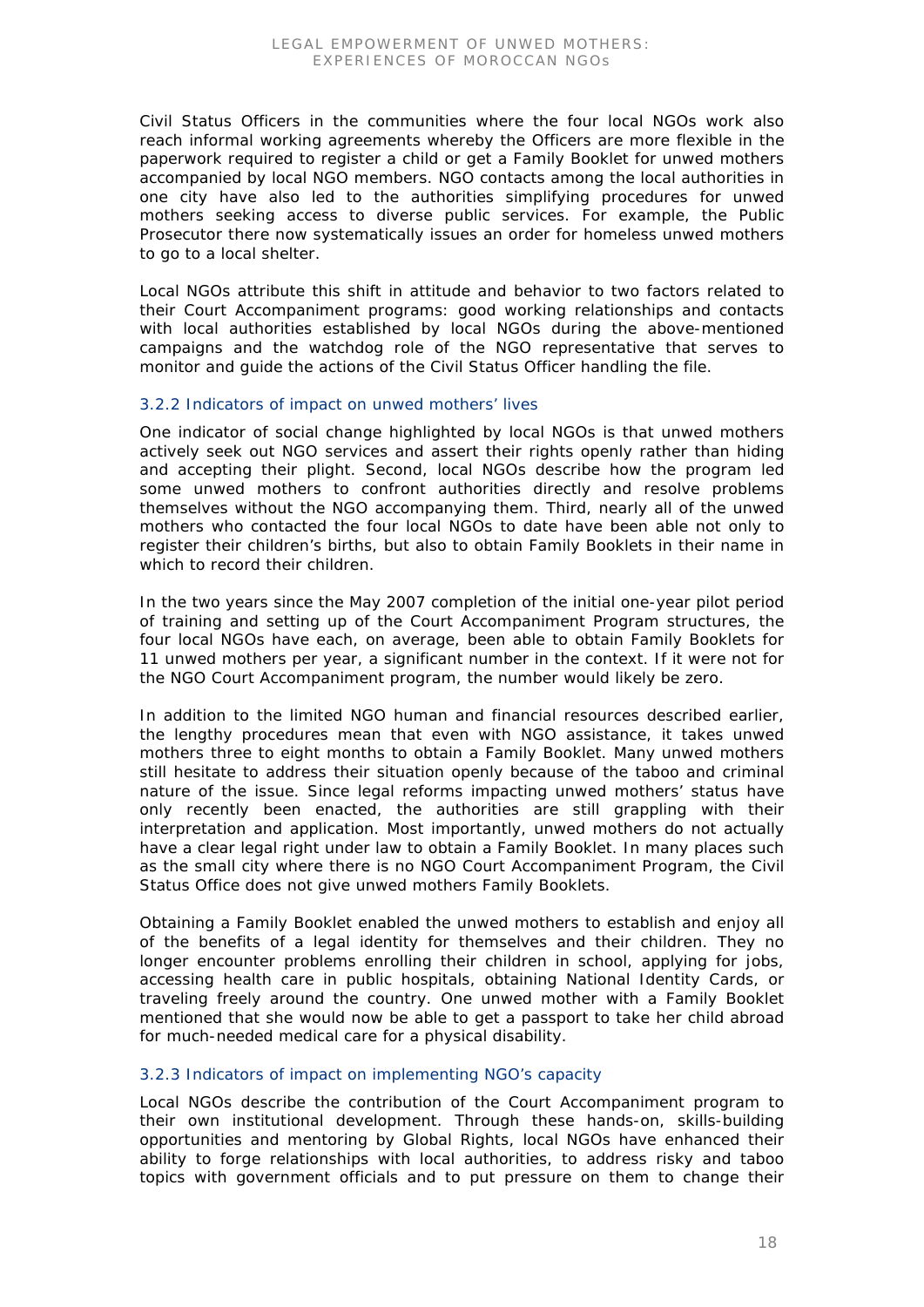Civil Status Officers in the communities where the four local NGOs work also reach informal working agreements whereby the Officers are more flexible in the paperwork required to register a child or get a Family Booklet for unwed mothers accompanied by local NGO members. NGO contacts among the local authorities in one city have also led to the authorities simplifying procedures for unwed mothers seeking access to diverse public services. For example, the Public Prosecutor there now systematically issues an order for homeless unwed mothers to go to a local shelter.

Local NGOs attribute this shift in attitude and behavior to two factors related to their Court Accompaniment programs: good working relationships and contacts with local authorities established by local NGOs during the above-mentioned campaigns and the watchdog role of the NGO representative that serves to monitor and guide the actions of the Civil Status Officer handling the file.

### 3.2.2 Indicators of impact on unwed mothers' lives

One indicator of social change highlighted by local NGOs is that unwed mothers actively seek out NGO services and assert their rights openly rather than hiding and accepting their plight. Second, local NGOs describe how the program led some unwed mothers to confront authorities directly and resolve problems themselves without the NGO accompanying them. Third, nearly all of the unwed mothers who contacted the four local NGOs to date have been able not only to register their children's births, but also to obtain Family Booklets in their name in which to record their children.

In the two years since the May 2007 completion of the initial one-year pilot period of training and setting up of the Court Accompaniment Program structures, the four local NGOs have each, on average, been able to obtain Family Booklets for 11 unwed mothers per year, a significant number in the context. If it were not for the NGO Court Accompaniment program, the number would likely be zero.

In addition to the limited NGO human and financial resources described earlier, the lengthy procedures mean that even with NGO assistance, it takes unwed mothers three to eight months to obtain a Family Booklet. Many unwed mothers still hesitate to address their situation openly because of the taboo and criminal nature of the issue. Since legal reforms impacting unwed mothers' status have only recently been enacted, the authorities are still grappling with their interpretation and application. Most importantly, unwed mothers do not actually have a clear legal right under law to obtain a Family Booklet. In many places such as the small city where there is no NGO Court Accompaniment Program, the Civil Status Office does not give unwed mothers Family Booklets.

Obtaining a Family Booklet enabled the unwed mothers to establish and enjoy all of the benefits of a legal identity for themselves and their children. They no longer encounter problems enrolling their children in school, applying for jobs, accessing health care in public hospitals, obtaining National Identity Cards, or traveling freely around the country. One unwed mother with a Family Booklet mentioned that she would now be able to get a passport to take her child abroad for much-needed medical care for a physical disability.

### 3.2.3 Indicators of impact on implementing NGO's capacity

Local NGOs describe the contribution of the Court Accompaniment program to their own institutional development. Through these hands-on, skills-building opportunities and mentoring by Global Rights, local NGOs have enhanced their ability to forge relationships with local authorities, to address risky and taboo topics with government officials and to put pressure on them to change their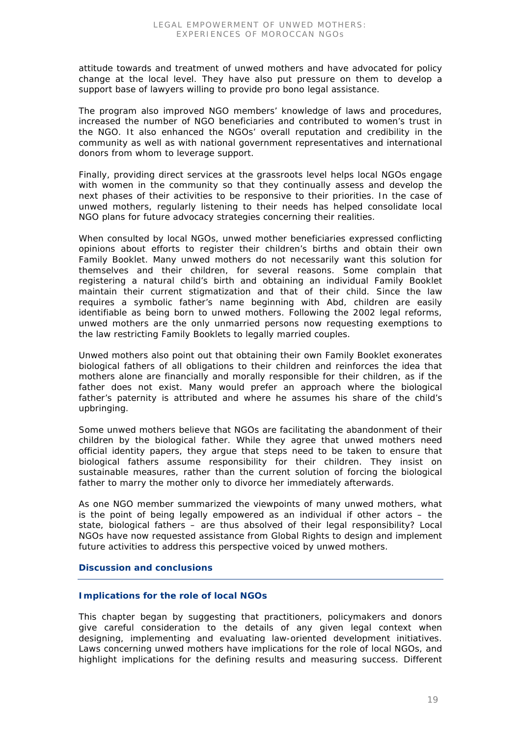attitude towards and treatment of unwed mothers and have advocated for policy change at the local level. They have also put pressure on them to develop a support base of lawyers willing to provide pro bono legal assistance.

The program also improved NGO members' knowledge of laws and procedures, increased the number of NGO beneficiaries and contributed to women's trust in the NGO. It also enhanced the NGOs' overall reputation and credibility in the community as well as with national government representatives and international donors from whom to leverage support.

Finally, providing direct services at the grassroots level helps local NGOs engage with women in the community so that they continually assess and develop the next phases of their activities to be responsive to their priorities. In the case of unwed mothers, regularly listening to their needs has helped consolidate local NGO plans for future advocacy strategies concerning their realities.

When consulted by local NGOs, unwed mother beneficiaries expressed conflicting opinions about efforts to register their children's births and obtain their own Family Booklet. Many unwed mothers do not necessarily want this solution for themselves and their children, for several reasons. Some complain that registering a natural child's birth and obtaining an individual Family Booklet maintain their current stigmatization and that of their child. Since the law requires a symbolic father's name beginning with Abd, children are easily identifiable as being born to unwed mothers. Following the 2002 legal reforms, unwed mothers are the only unmarried persons now requesting exemptions to the law restricting Family Booklets to legally married couples.

Unwed mothers also point out that obtaining their own Family Booklet exonerates biological fathers of all obligations to their children and reinforces the idea that mothers alone are financially and morally responsible for their children, as if the father does not exist. Many would prefer an approach where the biological father's paternity is attributed and where he assumes his share of the child's upbringing.

Some unwed mothers believe that NGOs are facilitating the abandonment of their children by the biological father. While they agree that unwed mothers need official identity papers, they argue that steps need to be taken to ensure that biological fathers assume responsibility for their children. They insist on sustainable measures, rather than the current solution of forcing the biological father to marry the mother only to divorce her immediately afterwards.

As one NGO member summarized the viewpoints of many unwed mothers, what is the point of being legally empowered as an individual if other actors – the state, biological fathers – are thus absolved of their legal responsibility? Local NGOs have now requested assistance from Global Rights to design and implement future activities to address this perspective voiced by unwed mothers.

## Discussion and conclusions

### Implications for the role of local NGOs

This chapter began by suggesting that practitioners, policymakers and donors give careful consideration to the details of any given legal context when designing, implementing and evaluating law-oriented development initiatives. Laws concerning unwed mothers have implications for the role of local NGOs, and highlight implications for the defining results and measuring success. Different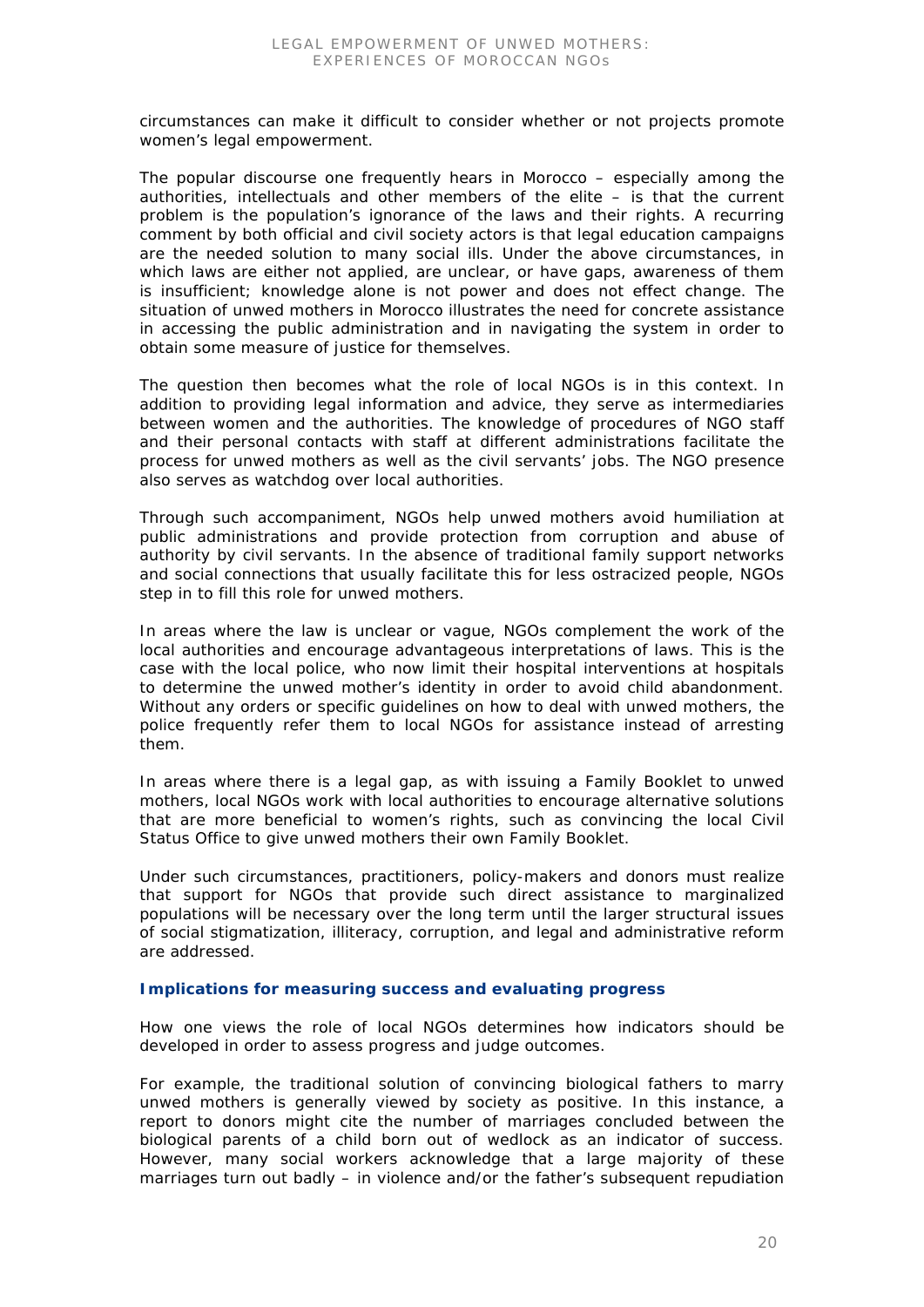circumstances can make it difficult to consider whether or not projects promote women's legal empowerment.

The popular discourse one frequently hears in Morocco – especially among the authorities, intellectuals and other members of the elite – is that the current problem is the population's ignorance of the laws and their rights. A recurring comment by both official and civil society actors is that legal education campaigns are the needed solution to many social ills. Under the above circumstances, in which laws are either not applied, are unclear, or have gaps, awareness of them is insufficient; knowledge alone is not power and does not effect change. The situation of unwed mothers in Morocco illustrates the need for concrete assistance in accessing the public administration and in navigating the system in order to obtain some measure of justice for themselves.

The question then becomes what the role of local NGOs is in this context. In addition to providing legal information and advice, they serve as intermediaries between women and the authorities. The knowledge of procedures of NGO staff and their personal contacts with staff at different administrations facilitate the process for unwed mothers as well as the civil servants' jobs. The NGO presence also serves as watchdog over local authorities.

Through such accompaniment, NGOs help unwed mothers avoid humiliation at public administrations and provide protection from corruption and abuse of authority by civil servants. In the absence of traditional family support networks and social connections that usually facilitate this for less ostracized people, NGOs step in to fill this role for unwed mothers.

In areas where the law is unclear or vague, NGOs complement the work of the local authorities and encourage advantageous interpretations of laws. This is the case with the local police, who now limit their hospital interventions at hospitals to determine the unwed mother's identity in order to avoid child abandonment. Without any orders or specific guidelines on how to deal with unwed mothers, the police frequently refer them to local NGOs for assistance instead of arresting them.

In areas where there is a legal gap, as with issuing a Family Booklet to unwed mothers, local NGOs work with local authorities to encourage alternative solutions that are more beneficial to women's rights, such as convincing the local Civil Status Office to give unwed mothers their own Family Booklet.

Under such circumstances, practitioners, policy-makers and donors must realize that support for NGOs that provide such direct assistance to marginalized populations will be necessary over the long term until the larger structural issues of social stigmatization, illiteracy, corruption, and legal and administrative reform are addressed.

### Implications for measuring success and evaluating progress

How one views the role of local NGOs determines how indicators should be developed in order to assess progress and judge outcomes.

For example, the traditional solution of convincing biological fathers to marry unwed mothers is generally viewed by society as positive. In this instance, a report to donors might cite the number of marriages concluded between the biological parents of a child born out of wedlock as an indicator of success. However, many social workers acknowledge that a large majority of these marriages turn out badly – in violence and/or the father's subsequent repudiation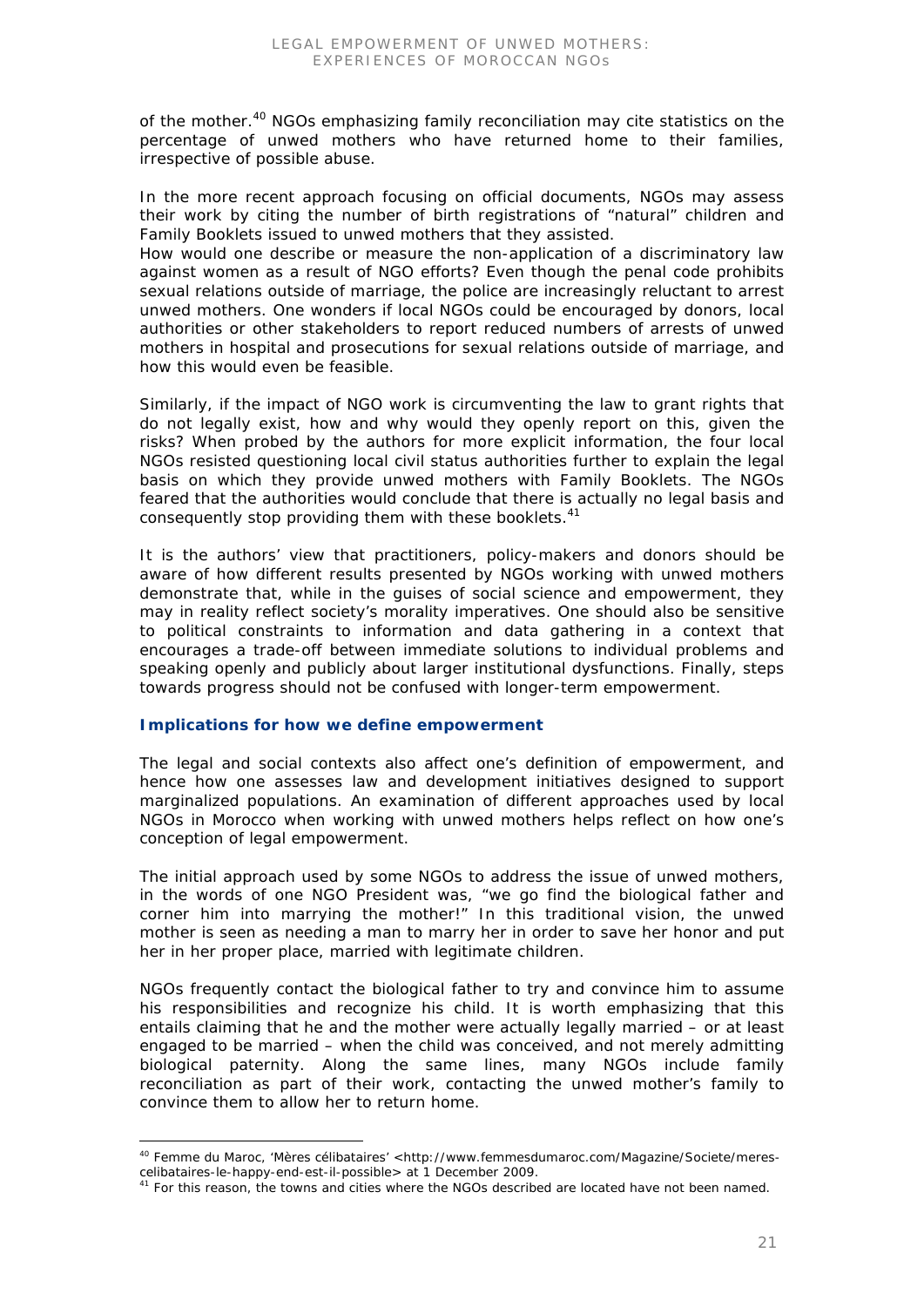of the mother.[40] NGOs emphasizing family reconciliation may cite statistics on the percentage of unwed mothers who have returned home to their families, irrespective of possible abuse.

In the more recent approach focusing on official documents, NGOs may assess their work by citing the number of birth registrations of "natural" children and Family Booklets issued to unwed mothers that they assisted.

How would one describe or measure the non-application of a discriminatory law against women as a result of NGO efforts? Even though the penal code prohibits sexual relations outside of marriage, the police are increasingly reluctant to arrest unwed mothers. One wonders if local NGOs could be encouraged by donors, local authorities or other stakeholders to report reduced numbers of arrests of unwed mothers in hospital and prosecutions for sexual relations outside of marriage, and how this would even be feasible.

Similarly, if the impact of NGO work is circumventing the law to grant rights that do not legally exist, how and why would they openly report on this, given the risks? When probed by the authors for more explicit information, the four local NGOs resisted questioning local civil status authorities further to explain the legal basis on which they provide unwed mothers with Family Booklets. The NGOs feared that the authorities would conclude that there is actually no legal basis and consequently stop providing them with these booklets.[41]

It is the authors' view that practitioners, policy-makers and donors should be aware of how different results presented by NGOs working with unwed mothers demonstrate that, while in the guises of social science and empowerment, they may in reality reflect society's morality imperatives. One should also be sensitive to political constraints to information and data gathering in a context that encourages a trade-off between immediate solutions to individual problems and speaking openly and publicly about larger institutional dysfunctions. Finally, steps towards progress should not be confused with longer-term empowerment.

### Implications for how we define empowerment

The legal and social contexts also affect one's definition of empowerment, and hence how one assesses law and development initiatives designed to support marginalized populations. An examination of different approaches used by local NGOs in Morocco when working with unwed mothers helps reflect on how one's conception of legal empowerment.

The initial approach used by some NGOs to address the issue of unwed mothers, in the words of one NGO President was, "we go find the biological father and corner him into marrying the mother!" In this traditional vision, the unwed mother is seen as needing a man to marry her in order to save her honor and put her in her proper place, married with legitimate children.

NGOs frequently contact the biological father to try and convince him to assume his responsibilities and recognize his child. It is worth emphasizing that this entails claiming that he and the mother were actually legally married – or at least engaged to be married – when the child was conceived, and not merely admitting biological paternity. Along the same lines, many NGOs include family reconciliation as part of their work, contacting the unwed mother's family to convince them to allow her to return home.

---

[40] Femme du Maroc, 'Mères célibataires' <http://www.femmesdumaroc.com/Magazine/Societe/meres-celibataires-le-happy-end-est-il-possible> at 1 December 2009.

[41] For this reason, the towns and cities where the NGOs described are located have not been named.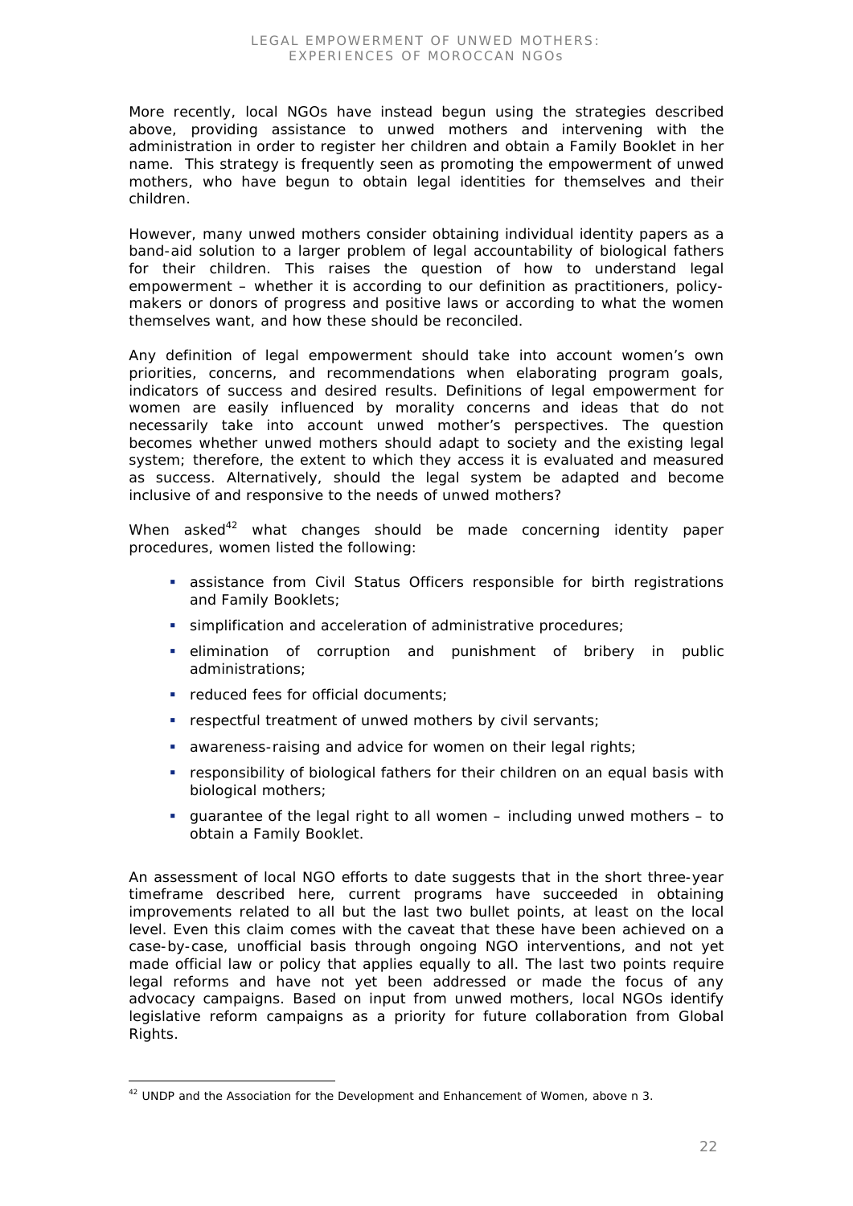More recently, local NGOs have instead begun using the strategies described above, providing assistance to unwed mothers and intervening with the administration in order to register her children and obtain a Family Booklet in her name. This strategy is frequently seen as promoting the empowerment of unwed mothers, who have begun to obtain legal identities for themselves and their children.

However, many unwed mothers consider obtaining individual identity papers as a band-aid solution to a larger problem of legal accountability of biological fathers for their children. This raises the question of how to understand legal empowerment – whether it is according to our definition as practitioners, policy-makers or donors of progress and positive laws or according to what the women themselves want, and how these should be reconciled.

Any definition of legal empowerment should take into account women's own priorities, concerns, and recommendations when elaborating program goals, indicators of success and desired results. Definitions of legal empowerment for women are easily influenced by morality concerns and ideas that do not necessarily take into account unwed mother's perspectives. The question becomes whether unwed mothers should adapt to society and the existing legal system; therefore, the extent to which they access it is evaluated and measured as success. Alternatively, should the legal system be adapted and become inclusive of and responsive to the needs of unwed mothers?

When asked[42] what changes should be made concerning identity paper procedures, women listed the following:

- assistance from Civil Status Officers responsible for birth registrations and Family Booklets;
- simplification and acceleration of administrative procedures;
- elimination of corruption and punishment of bribery in public administrations;
- reduced fees for official documents;
- respectful treatment of unwed mothers by civil servants;
- awareness-raising and advice for women on their legal rights;
- responsibility of biological fathers for their children on an equal basis with biological mothers;
- guarantee of the legal right to all women – including unwed mothers – to obtain a Family Booklet.

An assessment of local NGO efforts to date suggests that in the short three-year timeframe described here, current programs have succeeded in obtaining improvements related to all but the last two bullet points, at least on the local level. Even this claim comes with the caveat that these have been achieved on a case-by-case, unofficial basis through ongoing NGO interventions, and not yet made official law or policy that applies equally to all. The last two points require legal reforms and have not yet been addressed or made the focus of any advocacy campaigns. Based on input from unwed mothers, local NGOs identify legislative reform campaigns as a priority for future collaboration from Global Rights.

[42] UNDP and the Association for the Development and Enhancement of Women, above n 3.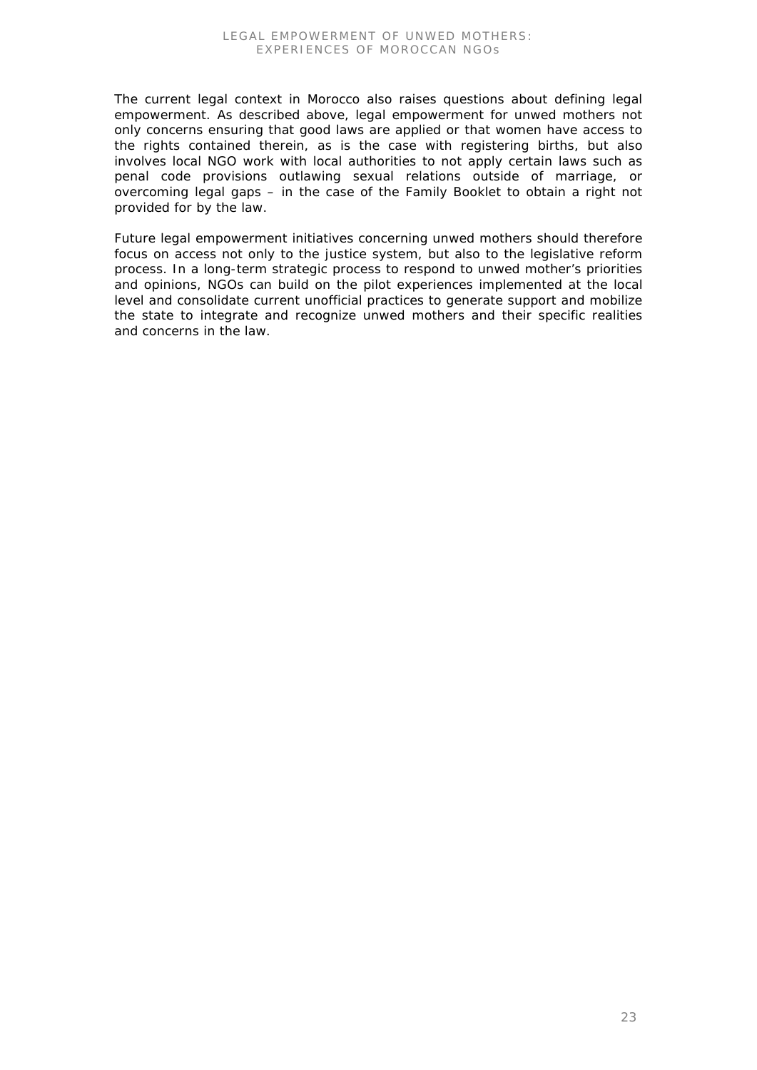The current legal context in Morocco also raises questions about defining legal empowerment. As described above, legal empowerment for unwed mothers not only concerns ensuring that good laws are applied or that women have access to the rights contained therein, as is the case with registering births, but also involves local NGO work with local authorities to not apply certain laws such as penal code provisions outlawing sexual relations outside of marriage, or overcoming legal gaps – in the case of the Family Booklet to obtain a right not provided for by the law.

Future legal empowerment initiatives concerning unwed mothers should therefore focus on access not only to the justice system, but also to the legislative reform process. In a long-term strategic process to respond to unwed mother's priorities and opinions, NGOs can build on the pilot experiences implemented at the local level and consolidate current unofficial practices to generate support and mobilize the state to integrate and recognize unwed mothers and their specific realities and concerns in the law.